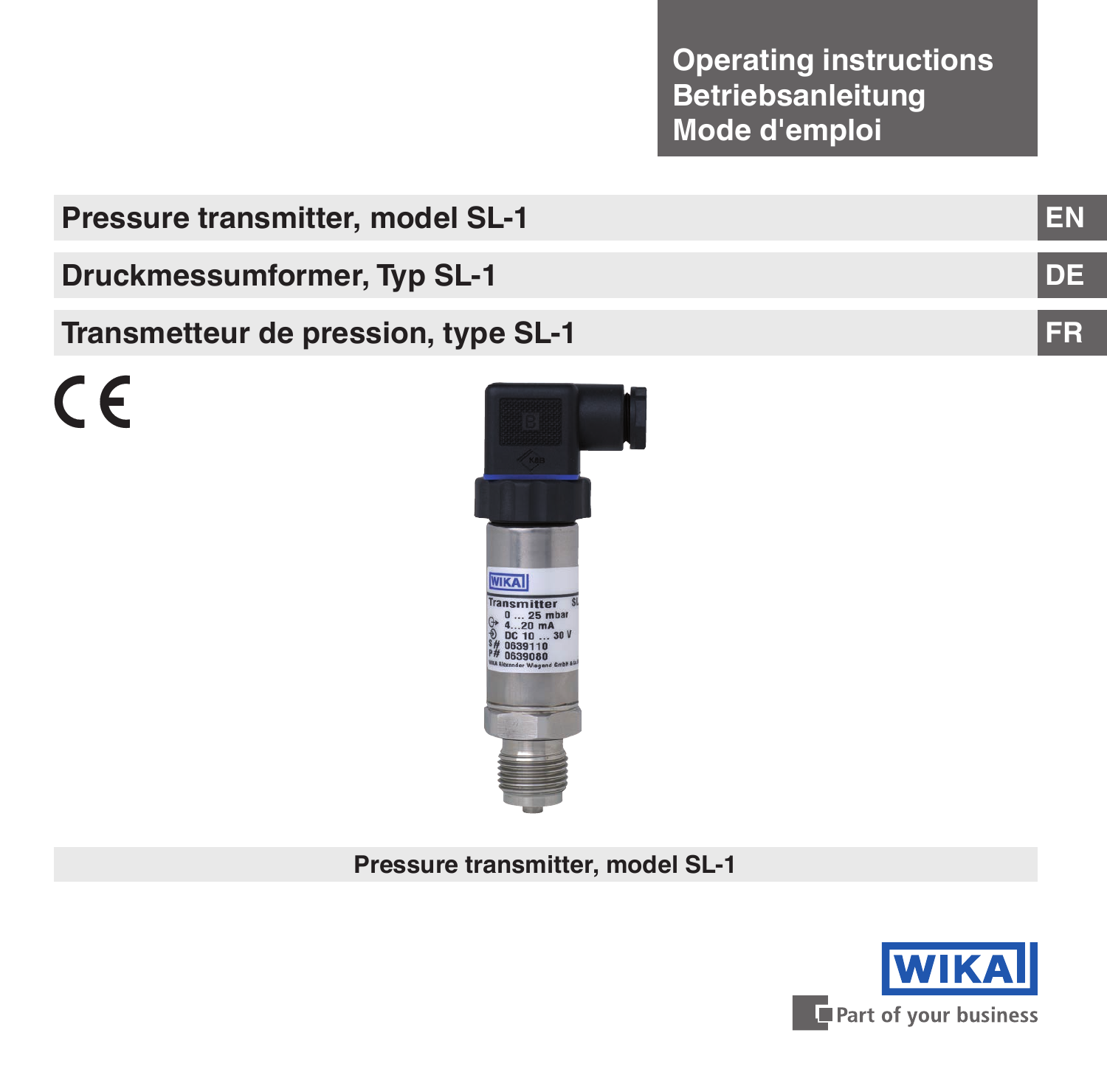**Operating instructions**
**Betriebsanleitung**
**Mode d'emploi**

## Pressure transmitter, model SL-1 — EN

## Druckmessumformer, Typ SL-1 — DE

## Transmetteur de pression, type SL-1 — FR

**Pressure transmitter, model SL-1**

WIKA
Part of your business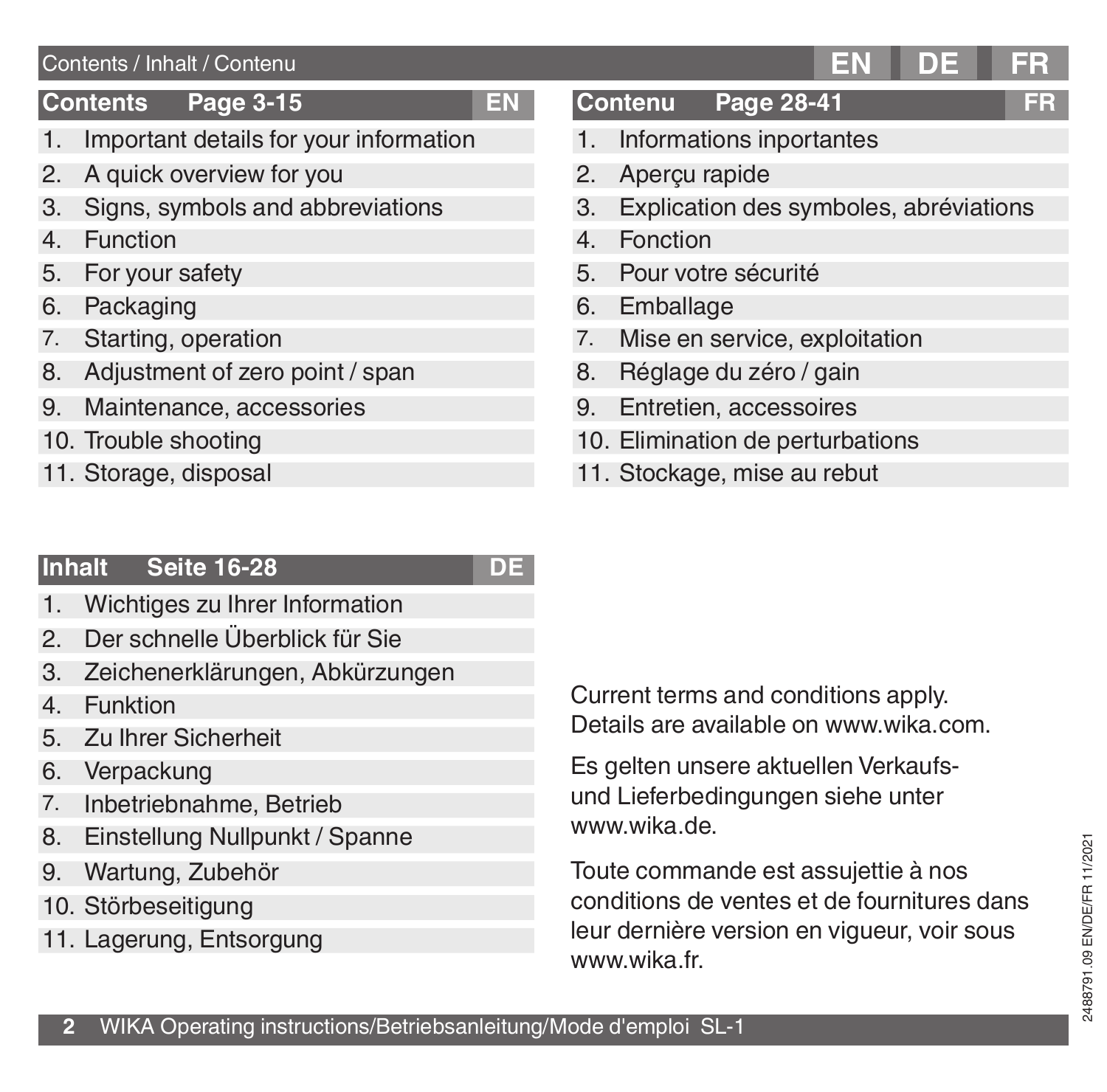Contents / Inhalt / Contenu

## Contents Page 3-15 (EN)

1. Important details for your information
2. A quick overview for you
3. Signs, symbols and abbreviations
4. Function
5. For your safety
6. Packaging
7. Starting, operation
8. Adjustment of zero point / span
9. Maintenance, accessories
10. Trouble shooting
11. Storage, disposal

## Inhalt Seite 16-28 (DE)

1. Wichtiges zu Ihrer Information
2. Der schnelle Überblick für Sie
3. Zeichenerklärungen, Abkürzungen
4. Funktion
5. Zu Ihrer Sicherheit
6. Verpackung
7. Inbetriebnahme, Betrieb
8. Einstellung Nullpunkt / Spanne
9. Wartung, Zubehör
10. Störbeseitigung
11. Lagerung, Entsorgung

## Contenu Page 28-41 (FR)

1. Informations inportantes
2. Aperçu rapide
3. Explication des symboles, abréviations
4. Fonction
5. Pour votre sécurité
6. Emballage
7. Mise en service, exploitation
8. Réglage du zéro / gain
9. Entretien, accessoires
10. Elimination de perturbations
11. Stockage, mise au rebut

Current terms and conditions apply.
Details are available on www.wika.com.

Es gelten unsere aktuellen Verkaufs- und Lieferbedingungen siehe unter www.wika.de.

Toute commande est assujettie à nos conditions de ventes et de fournitures dans leur dernière version en vigueur, voir sous www.wika.fr.

2488791.09 EN/DE/FR 11/2021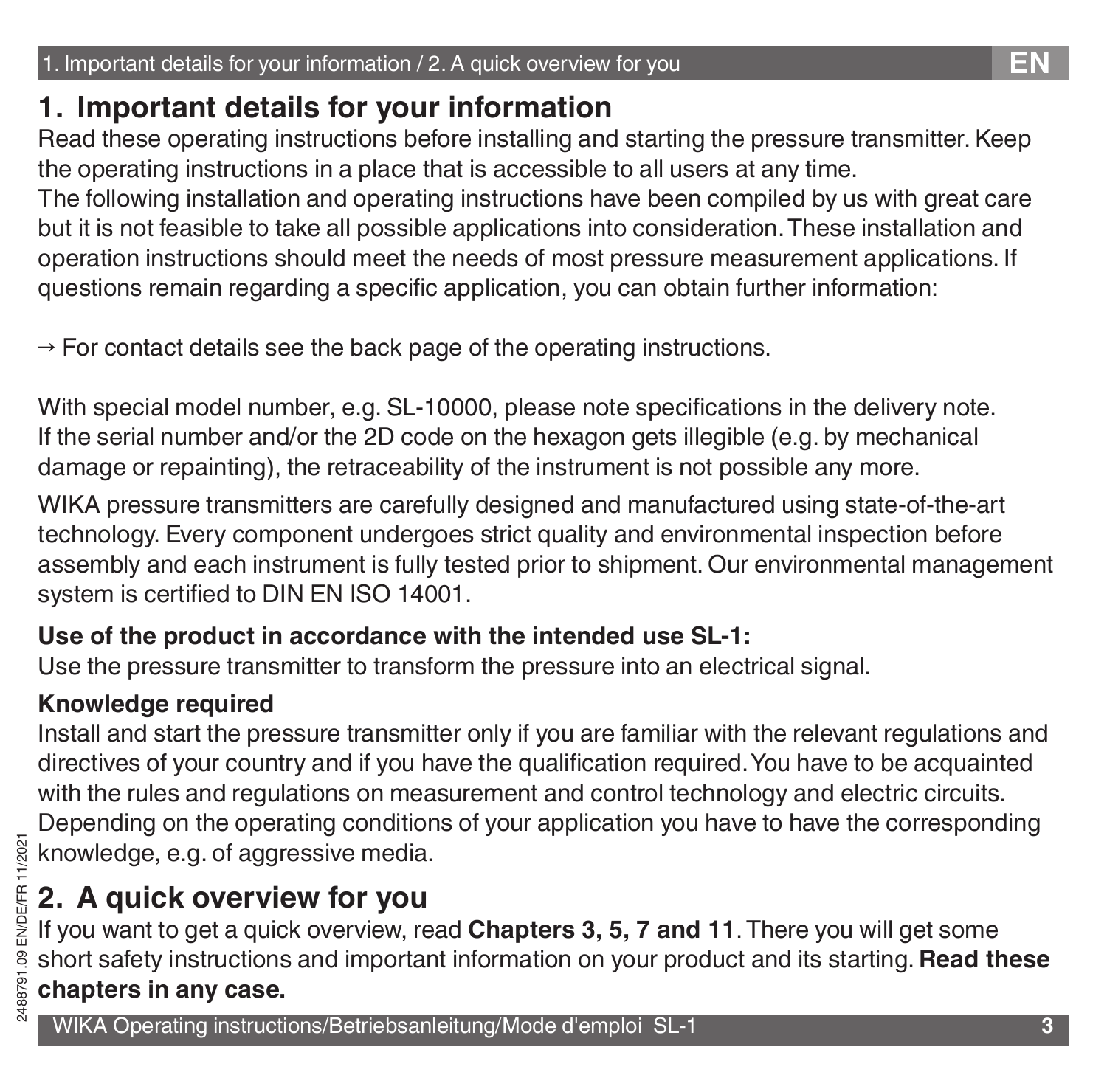# 1. Important details for your information

Read these operating instructions before installing and starting the pressure transmitter. Keep the operating instructions in a place that is accessible to all users at any time.
The following installation and operating instructions have been compiled by us with great care but it is not feasible to take all possible applications into consideration. These installation and operation instructions should meet the needs of most pressure measurement applications. If questions remain regarding a specific application, you can obtain further information:

→ For contact details see the back page of the operating instructions.

With special model number, e.g. SL-10000, please note specifications in the delivery note.
If the serial number and/or the 2D code on the hexagon gets illegible (e.g. by mechanical damage or repainting), the retraceability of the instrument is not possible any more.

WIKA pressure transmitters are carefully designed and manufactured using state-of-the-art technology. Every component undergoes strict quality and environmental inspection before assembly and each instrument is fully tested prior to shipment. Our environmental management system is certified to DIN EN ISO 14001.

**Use of the product in accordance with the intended use SL-1:**
Use the pressure transmitter to transform the pressure into an electrical signal.

**Knowledge required**
Install and start the pressure transmitter only if you are familiar with the relevant regulations and directives of your country and if you have the qualification required. You have to be acquainted with the rules and regulations on measurement and control technology and electric circuits. Depending on the operating conditions of your application you have to have the corresponding knowledge, e.g. of aggressive media.

# 2. A quick overview for you

If you want to get a quick overview, read **Chapters 3, 5, 7 and 11**. There you will get some short safety instructions and important information on your product and its starting. **Read these chapters in any case.**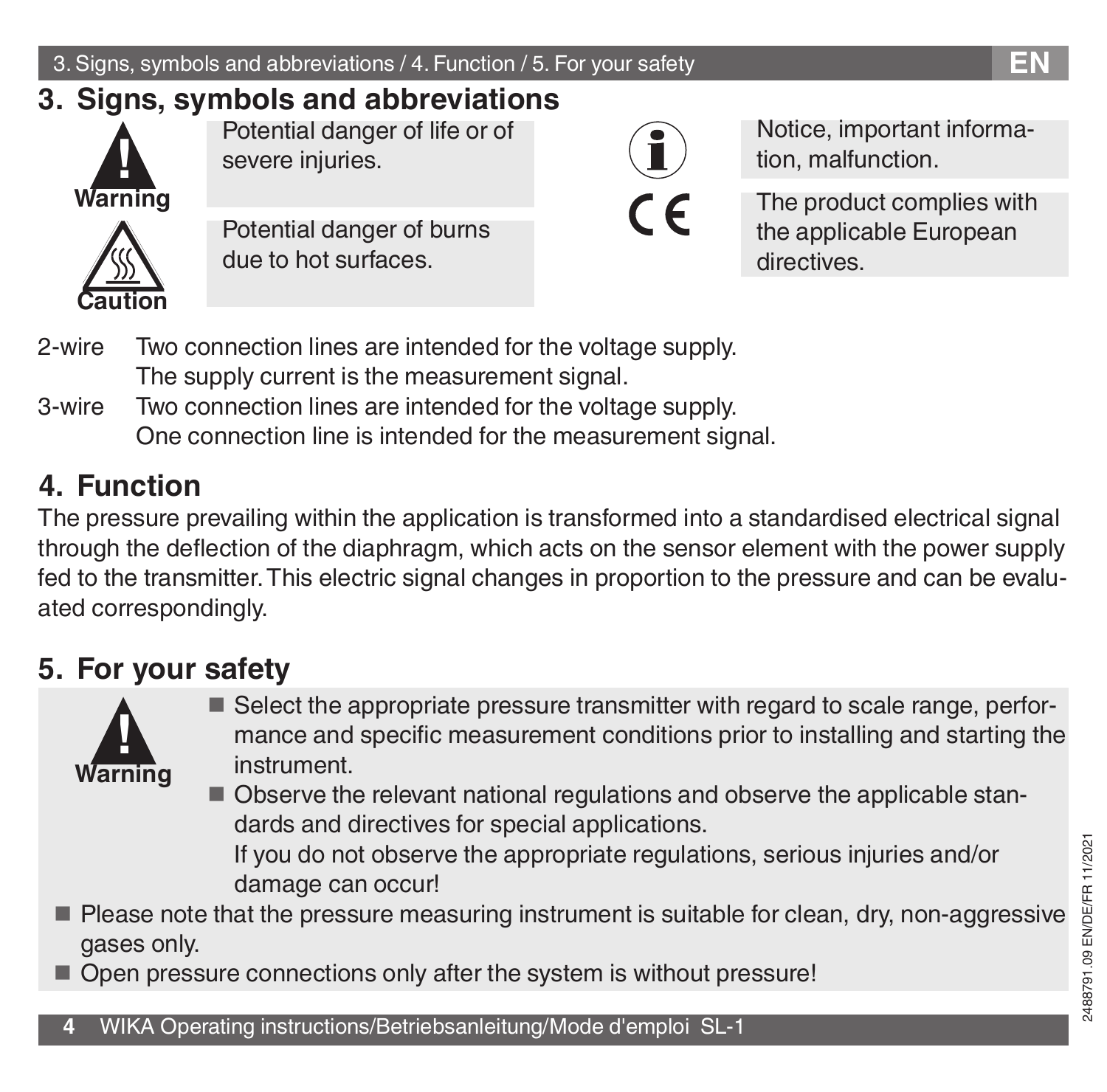## 3. Signs, symbols and abbreviations

**Warning** — Potential danger of life or of severe injuries.

**Caution** — Potential danger of burns due to hot surfaces.

Notice, important information, malfunction.

CE — The product complies with the applicable European directives.

2-wire — Two connection lines are intended for the voltage supply. The supply current is the measurement signal.

3-wire — Two connection lines are intended for the voltage supply. One connection line is intended for the measurement signal.

## 4. Function

The pressure prevailing within the application is transformed into a standardised electrical signal through the deflection of the diaphragm, which acts on the sensor element with the power supply fed to the transmitter. This electric signal changes in proportion to the pressure and can be evaluated correspondingly.

## 5. For your safety

**Warning**

- Select the appropriate pressure transmitter with regard to scale range, performance and specific measurement conditions prior to installing and starting the instrument.
- Observe the relevant national regulations and observe the applicable standards and directives for special applications.
  If you do not observe the appropriate regulations, serious injuries and/or damage can occur!

- Please note that the pressure measuring instrument is suitable for clean, dry, non-aggressive gases only.
- Open pressure connections only after the system is without pressure!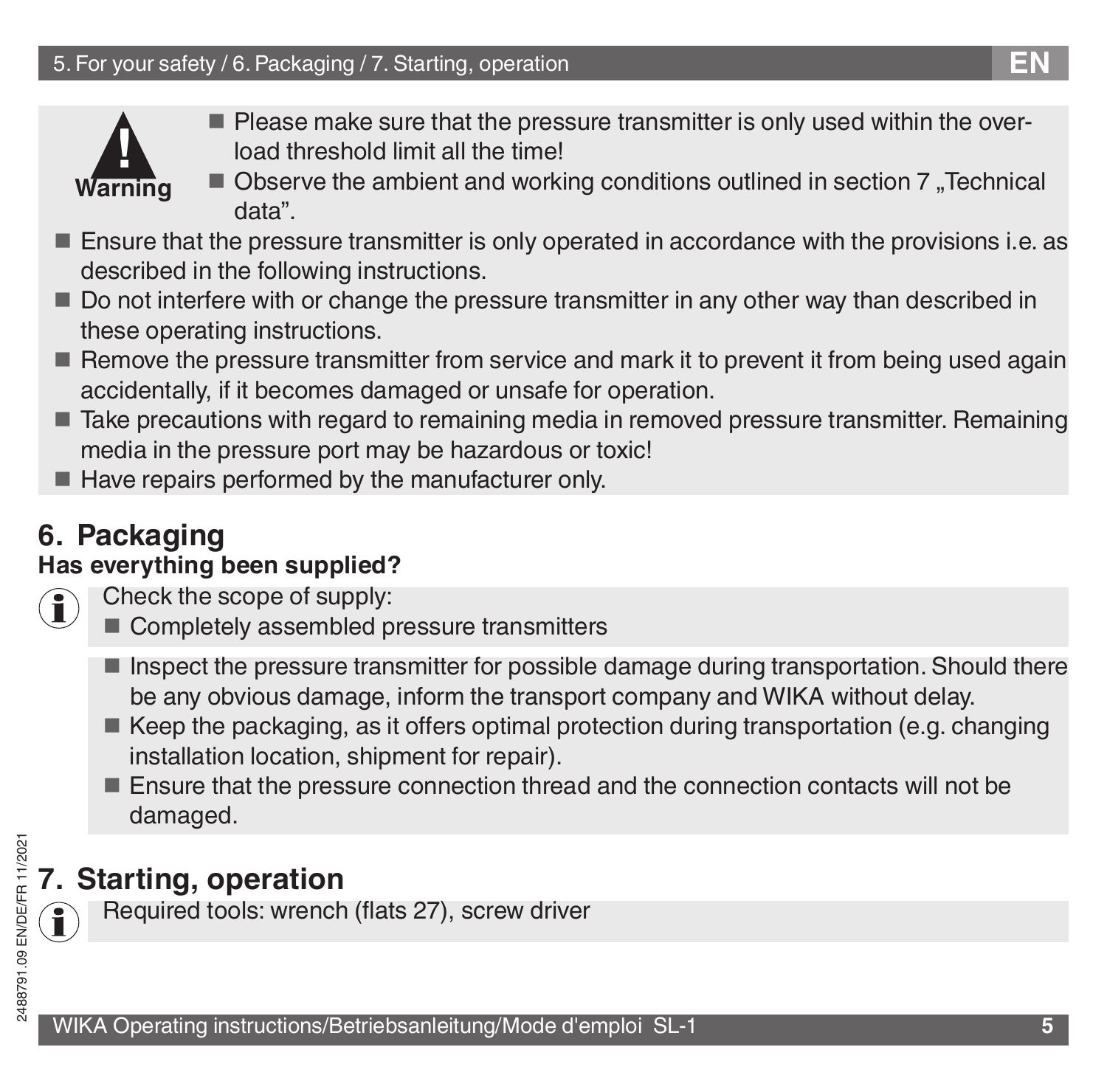**Warning**

- Please make sure that the pressure transmitter is only used within the overload threshold limit all the time!
- Observe the ambient and working conditions outlined in section 7 „Technical data".

- Ensure that the pressure transmitter is only operated in accordance with the provisions i.e. as described in the following instructions.
- Do not interfere with or change the pressure transmitter in any other way than described in these operating instructions.
- Remove the pressure transmitter from service and mark it to prevent it from being used again accidentally, if it becomes damaged or unsafe for operation.
- Take precautions with regard to remaining media in removed pressure transmitter. Remaining media in the pressure port may be hazardous or toxic!
- Have repairs performed by the manufacturer only.

## 6. Packaging

**Has everything been supplied?**

Check the scope of supply:

- Completely assembled pressure transmitters

- Inspect the pressure transmitter for possible damage during transportation. Should there be any obvious damage, inform the transport company and WIKA without delay.
- Keep the packaging, as it offers optimal protection during transportation (e.g. changing installation location, shipment for repair).
- Ensure that the pressure connection thread and the connection contacts will not be damaged.

## 7. Starting, operation

Required tools: wrench (flats 27), screw driver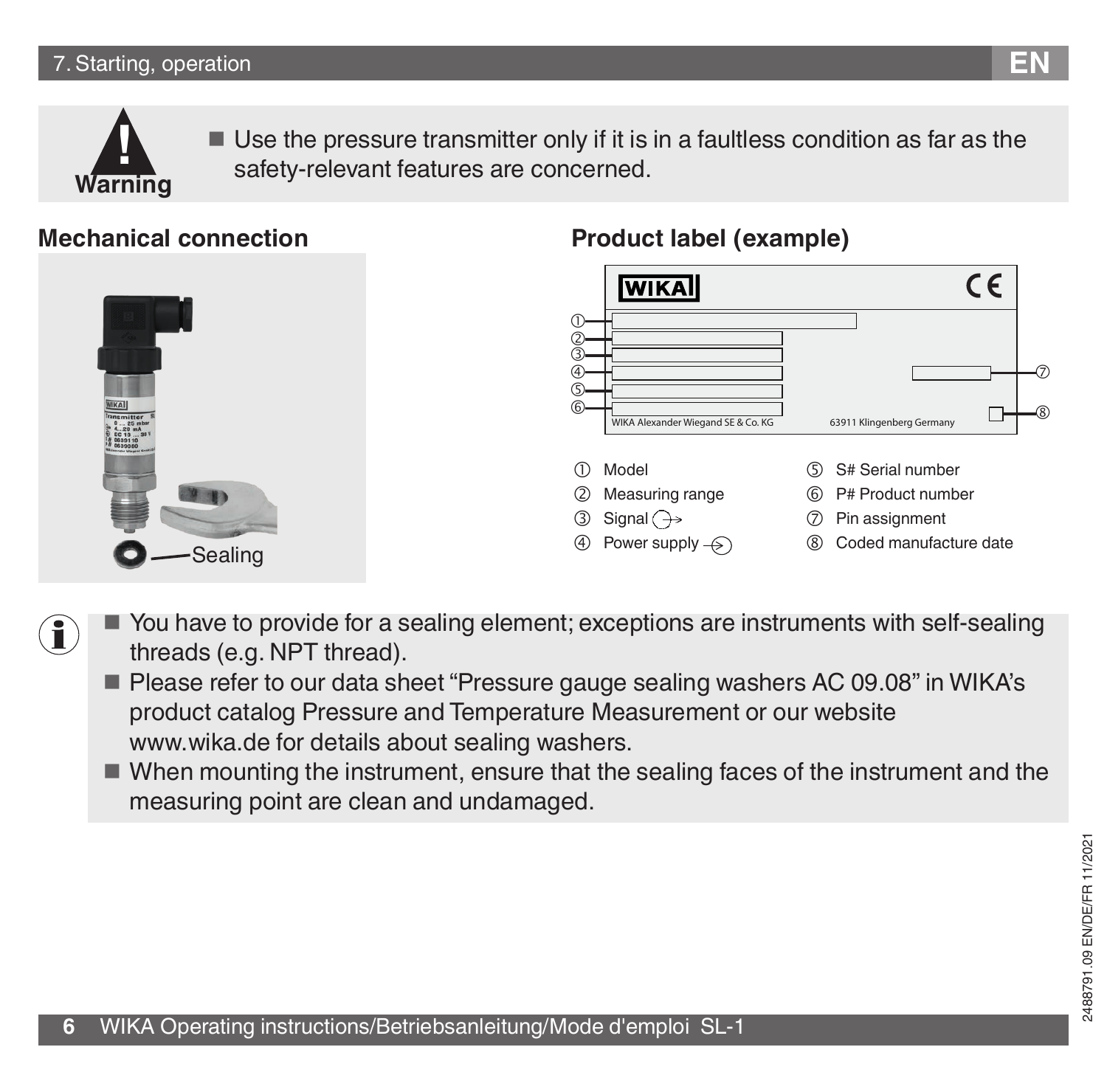**Warning**

- Use the pressure transmitter only if it is in a faultless condition as far as the safety-relevant features are concerned.

### Mechanical connection

Sealing

### Product label (example)

WIKA Alexander Wiegand SE & Co. KG    63911 Klingenberg Germany

① Model
② Measuring range
③ Signal
④ Power supply
⑤ S# Serial number
⑥ P# Product number
⑦ Pin assignment
⑧ Coded manufacture date

- You have to provide for a sealing element; exceptions are instruments with self-sealing threads (e.g. NPT thread).
- Please refer to our data sheet "Pressure gauge sealing washers AC 09.08" in WIKA's product catalog Pressure and Temperature Measurement or our website www.wika.de for details about sealing washers.
- When mounting the instrument, ensure that the sealing faces of the instrument and the measuring point are clean and undamaged.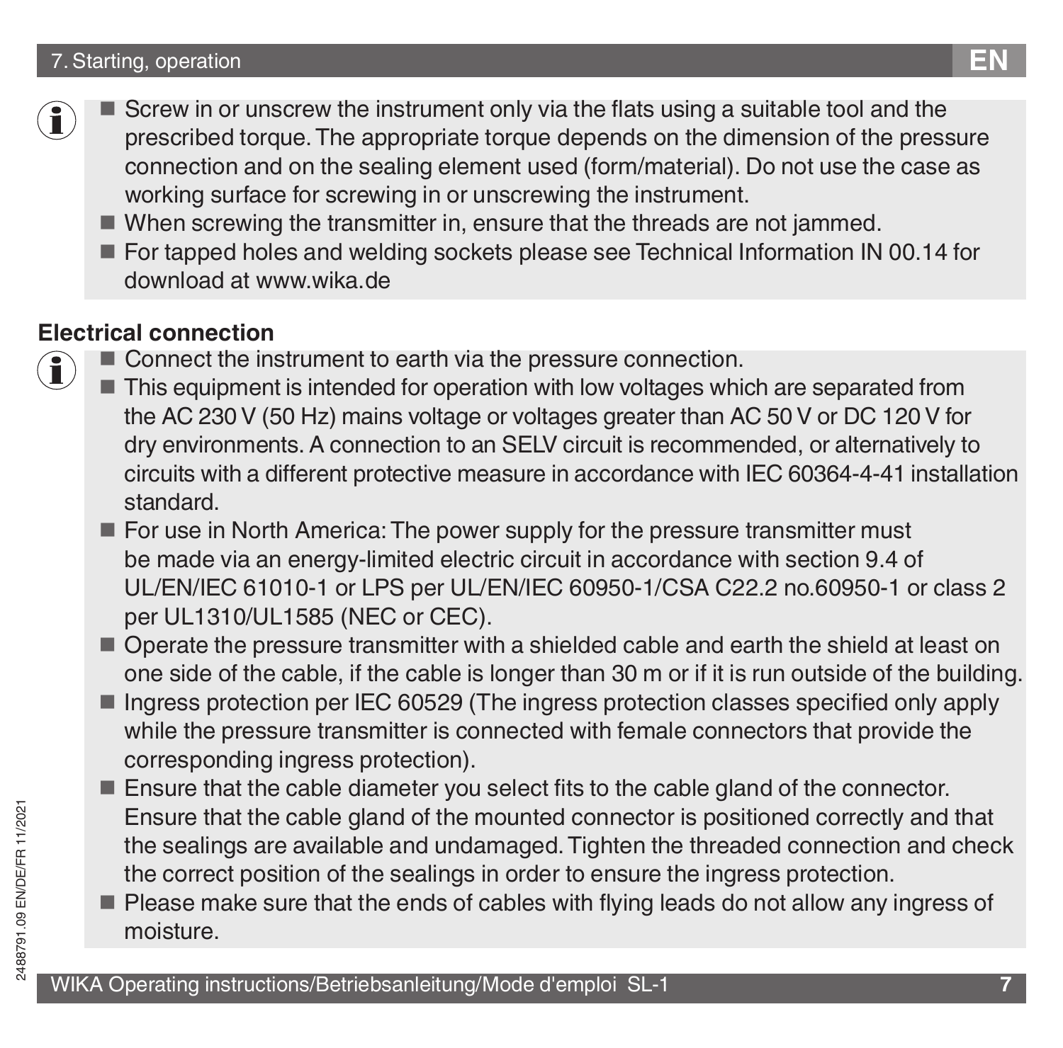- Screw in or unscrew the instrument only via the flats using a suitable tool and the prescribed torque. The appropriate torque depends on the dimension of the pressure connection and on the sealing element used (form/material). Do not use the case as working surface for screwing in or unscrewing the instrument.
- When screwing the transmitter in, ensure that the threads are not jammed.
- For tapped holes and welding sockets please see Technical Information IN 00.14 for download at www.wika.de

**Electrical connection**

- Connect the instrument to earth via the pressure connection.
- This equipment is intended for operation with low voltages which are separated from the AC 230 V (50 Hz) mains voltage or voltages greater than AC 50 V or DC 120 V for dry environments. A connection to an SELV circuit is recommended, or alternatively to circuits with a different protective measure in accordance with IEC 60364-4-41 installation standard.
- For use in North America: The power supply for the pressure transmitter must be made via an energy-limited electric circuit in accordance with section 9.4 of UL/EN/IEC 61010-1 or LPS per UL/EN/IEC 60950-1/CSA C22.2 no.60950-1 or class 2 per UL1310/UL1585 (NEC or CEC).
- Operate the pressure transmitter with a shielded cable and earth the shield at least on one side of the cable, if the cable is longer than 30 m or if it is run outside of the building.
- Ingress protection per IEC 60529 (The ingress protection classes specified only apply while the pressure transmitter is connected with female connectors that provide the corresponding ingress protection).
- Ensure that the cable diameter you select fits to the cable gland of the connector. Ensure that the cable gland of the mounted connector is positioned correctly and that the sealings are available and undamaged. Tighten the threaded connection and check the correct position of the sealings in order to ensure the ingress protection.
- Please make sure that the ends of cables with flying leads do not allow any ingress of moisture.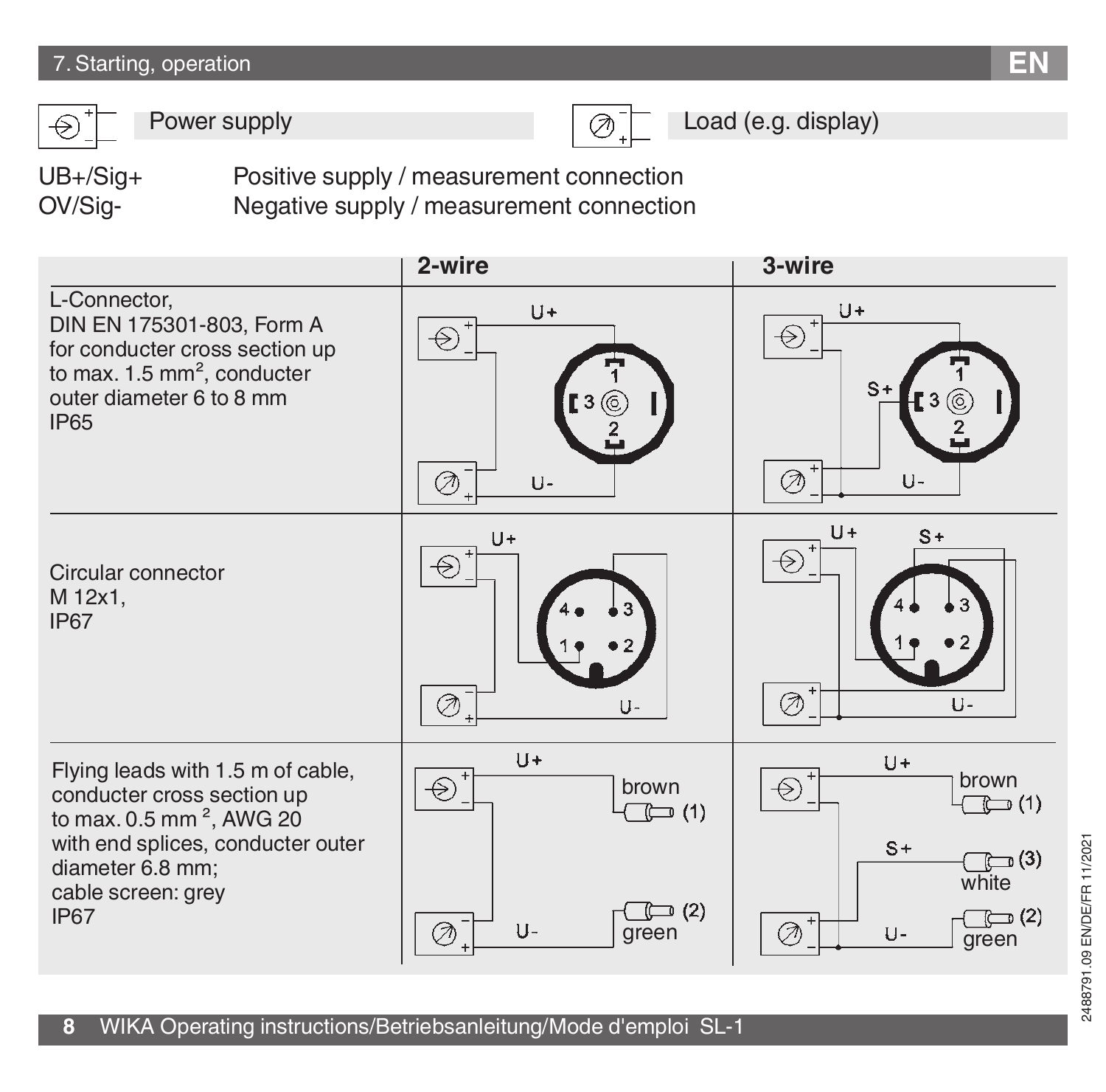Power supply

Load (e.g. display)

UB+/Sig+ Positive supply / measurement connection
OV/Sig- Negative supply / measurement connection

| | 2-wire | 3-wire |
|---|---|---|
| L-Connector, DIN EN 175301-803, Form A for conducter cross section up to max. 1.5 mm$^2$, conducter outer diameter 6 to 8 mm IP65 | U+ 1, 3, 2, U- | U+ 1, S+ 3, 2, U- |
| Circular connector M 12x1, IP67 | U+ 4, 3, 1, 2, U- | U+ S+ 4, 3, 1, 2, U- |
| Flying leads with 1.5 m of cable, conducter cross section up to max. 0.5 mm $^2$, AWG 20 with end splices, conducter outer diameter 6.8 mm; cable screen: grey IP67 | U+ brown (1), U- green (2) | U+ brown (1), S+ (3) white, U- (2) green |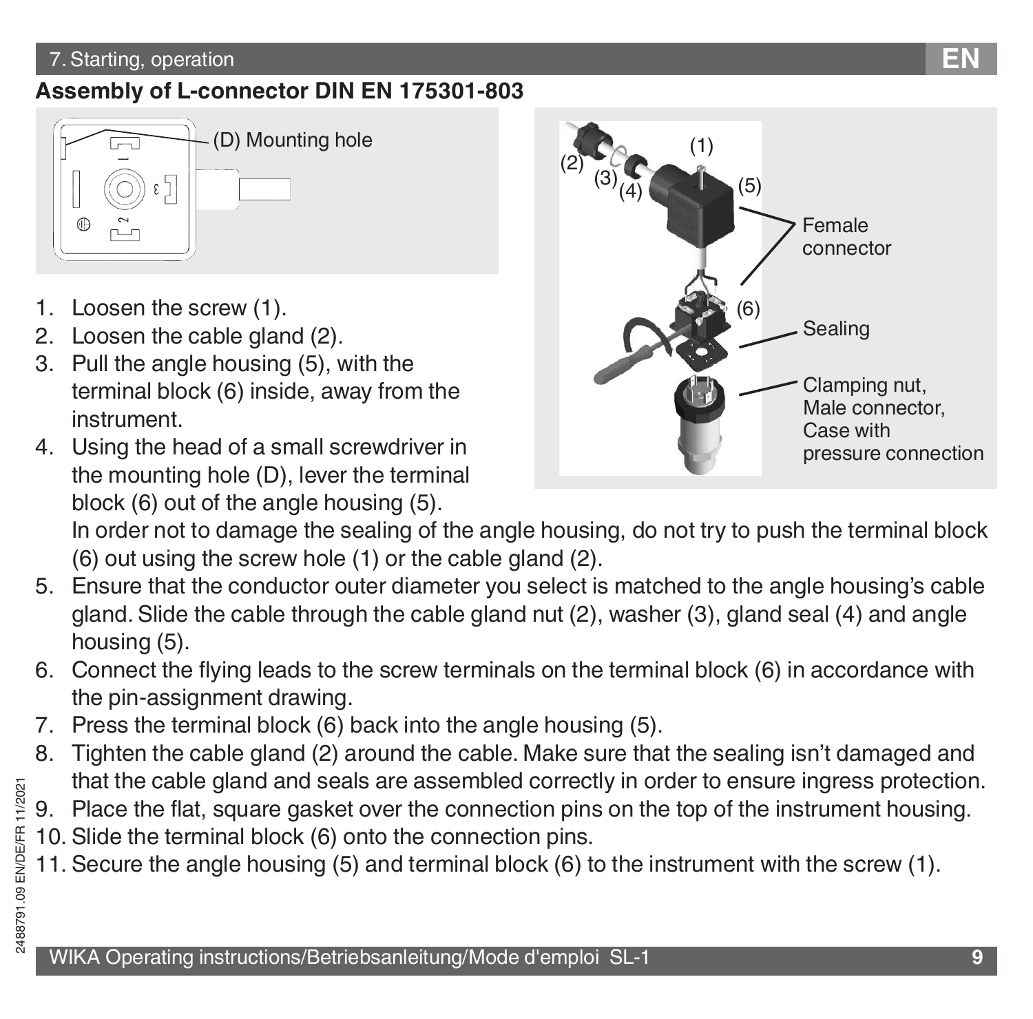## Assembly of L-connector DIN EN 175301-803

(D) Mounting hole

(1)
(2)
(3)
(4)
(5)
(6)

Female connector

Sealing

Clamping nut, Male connector, Case with pressure connection

1. Loosen the screw (1).
2. Loosen the cable gland (2).
3. Pull the angle housing (5), with the terminal block (6) inside, away from the instrument.
4. Using the head of a small screwdriver in the mounting hole (D), lever the terminal block (6) out of the angle housing (5).
   In order not to damage the sealing of the angle housing, do not try to push the terminal block (6) out using the screw hole (1) or the cable gland (2).
5. Ensure that the conductor outer diameter you select is matched to the angle housing's cable gland. Slide the cable through the cable gland nut (2), washer (3), gland seal (4) and angle housing (5).
6. Connect the flying leads to the screw terminals on the terminal block (6) in accordance with the pin-assignment drawing.
7. Press the terminal block (6) back into the angle housing (5).
8. Tighten the cable gland (2) around the cable. Make sure that the sealing isn't damaged and that the cable gland and seals are assembled correctly in order to ensure ingress protection.
9. Place the flat, square gasket over the connection pins on the top of the instrument housing.
10. Slide the terminal block (6) onto the connection pins.
11. Secure the angle housing (5) and terminal block (6) to the instrument with the screw (1).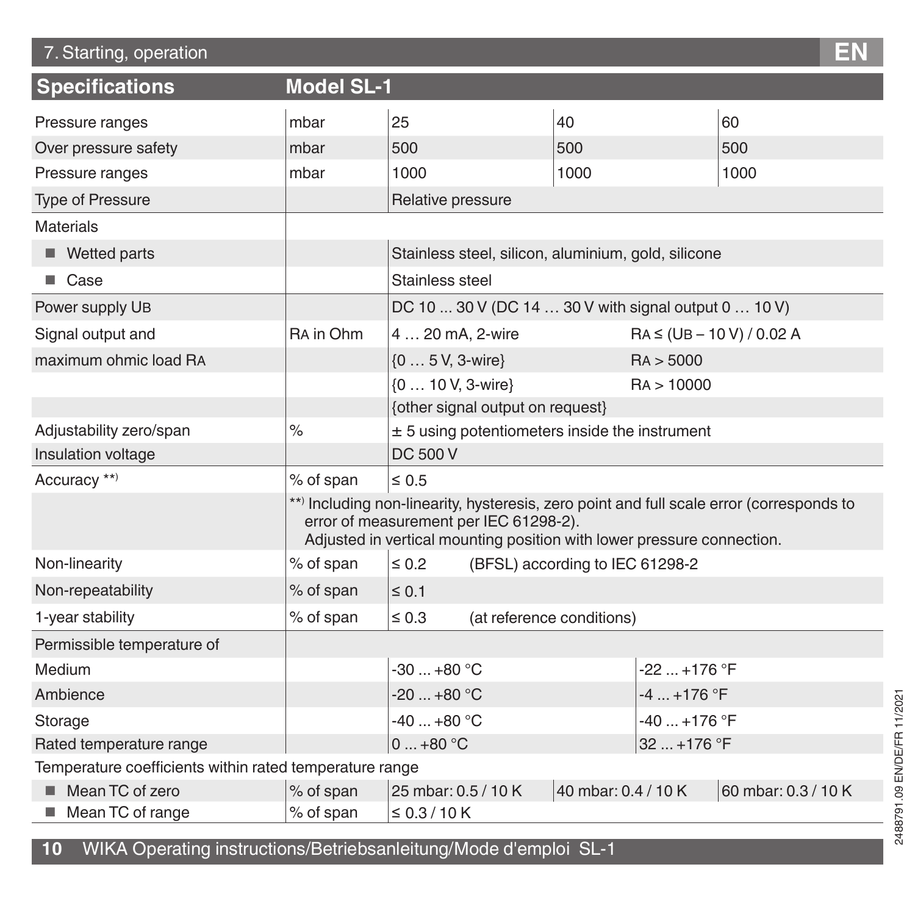## Specifications — Model SL-1

| Specifications | | Model SL-1 | | |
|---|---|---|---|---|
| Pressure ranges | mbar | 25 | 40 | 60 |
| Over pressure safety | mbar | 500 | 500 | 500 |
| Pressure ranges | mbar | 1000 | 1000 | 1000 |
| Type of Pressure | | Relative pressure | | |
| Materials | | | | |
| ■ Wetted parts | | Stainless steel, silicon, aluminium, gold, silicone | | |
| ■ Case | | Stainless steel | | |
| Power supply $U_B$ | | DC 10 ... 30 V (DC 14 … 30 V with signal output 0 … 10 V) | | |
| Signal output and | $R_A$ in Ohm | 4 … 20 mA, 2-wire | $R_A \leq (U_B - 10\ V) / 0.02\ A$ | |
| maximum ohmic load $R_A$ | | {0 … 5 V, 3-wire} | $R_A > 5000$ | |
| | | {0 … 10 V, 3-wire} | $R_A > 10000$ | |
| | | {other signal output on request} | | |
| Adjustability zero/span | % | ± 5 using potentiometers inside the instrument | | |
| Insulation voltage | | DC 500 V | | |
| Accuracy **) | % of span | ≤ 0.5 | | |
| | **) Including non-linearity, hysteresis, zero point and full scale error (corresponds to error of measurement per IEC 61298-2). Adjusted in vertical mounting position with lower pressure connection. | | | |
| Non-linearity | % of span | ≤ 0.2 (BFSL) according to IEC 61298-2 | | |
| Non-repeatability | % of span | ≤ 0.1 | | |
| 1-year stability | % of span | ≤ 0.3 (at reference conditions) | | |
| Permissible temperature of | | | | |
| Medium | | -30 ... +80 °C | -22 ... +176 °F | |
| Ambience | | -20 ... +80 °C | -4 ... +176 °F | |
| Storage | | -40 ... +80 °C | -40 ... +176 °F | |
| Rated temperature range | | 0 ... +80 °C | 32 ... +176 °F | |
| Temperature coefficients within rated temperature range | | | | |
| ■ Mean TC of zero | % of span | 25 mbar: 0.5 / 10 K | 40 mbar: 0.4 / 10 K | 60 mbar: 0.3 / 10 K |
| ■ Mean TC of range | % of span | ≤ 0.3 / 10 K | | |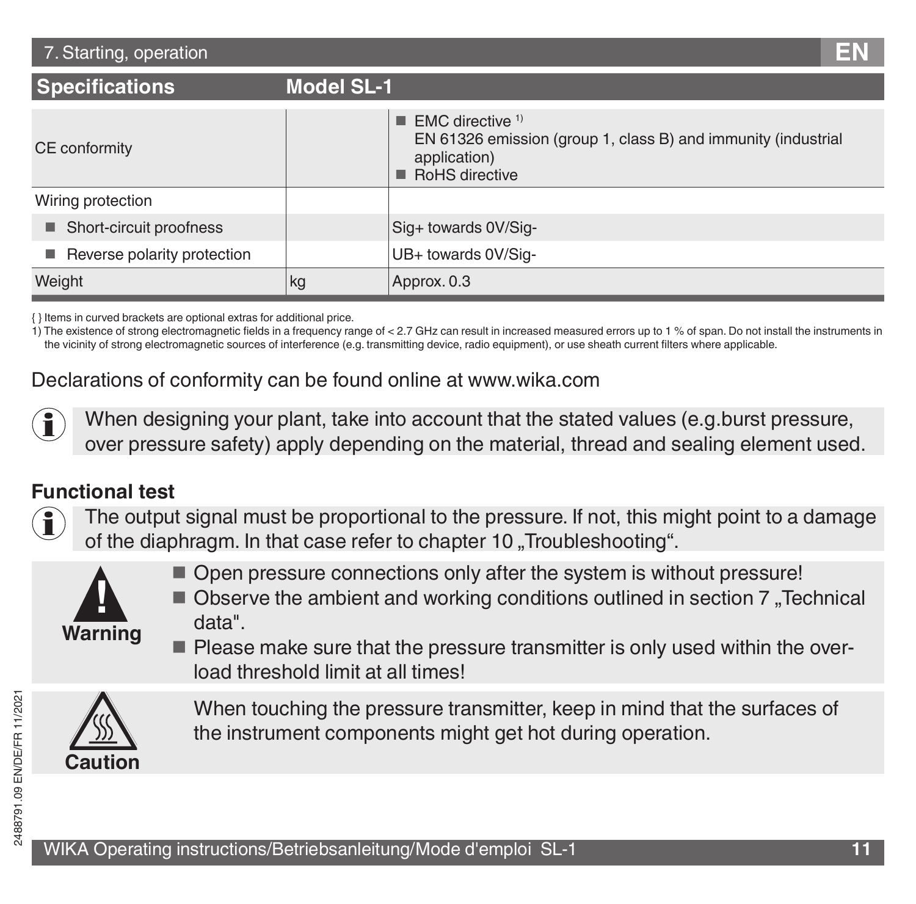| Specifications | | Model SL-1 |
|---|---|---|
| CE conformity | | ■ EMC directive [1) ] EN 61326 emission (group 1, class B) and immunity (industrial application) ■ RoHS directive |
| Wiring protection | | |
| ■ Short-circuit proofness | | Sig+ towards 0V/Sig- |
| ■ Reverse polarity protection | | UB+ towards 0V/Sig- |
| Weight | kg | Approx. 0.3 |

{ } Items in curved brackets are optional extras for additional price.

1) The existence of strong electromagnetic fields in a frequency range of < 2.7 GHz can result in increased measured errors up to 1 % of span. Do not install the instruments in the vicinity of strong electromagnetic sources of interference (e.g. transmitting device, radio equipment), or use sheath current filters where applicable.

Declarations of conformity can be found online at www.wika.com

When designing your plant, take into account that the stated values (e.g.burst pressure, over pressure safety) apply depending on the material, thread and sealing element used.

### Functional test

The output signal must be proportional to the pressure. If not, this might point to a damage of the diaphragm. In that case refer to chapter 10 „Troubleshooting“.

**Warning**

- Open pressure connections only after the system is without pressure!
- Observe the ambient and working conditions outlined in section 7 „Technical data".
- Please make sure that the pressure transmitter is only used within the overload threshold limit at all times!

**Caution**

When touching the pressure transmitter, keep in mind that the surfaces of the instrument components might get hot during operation.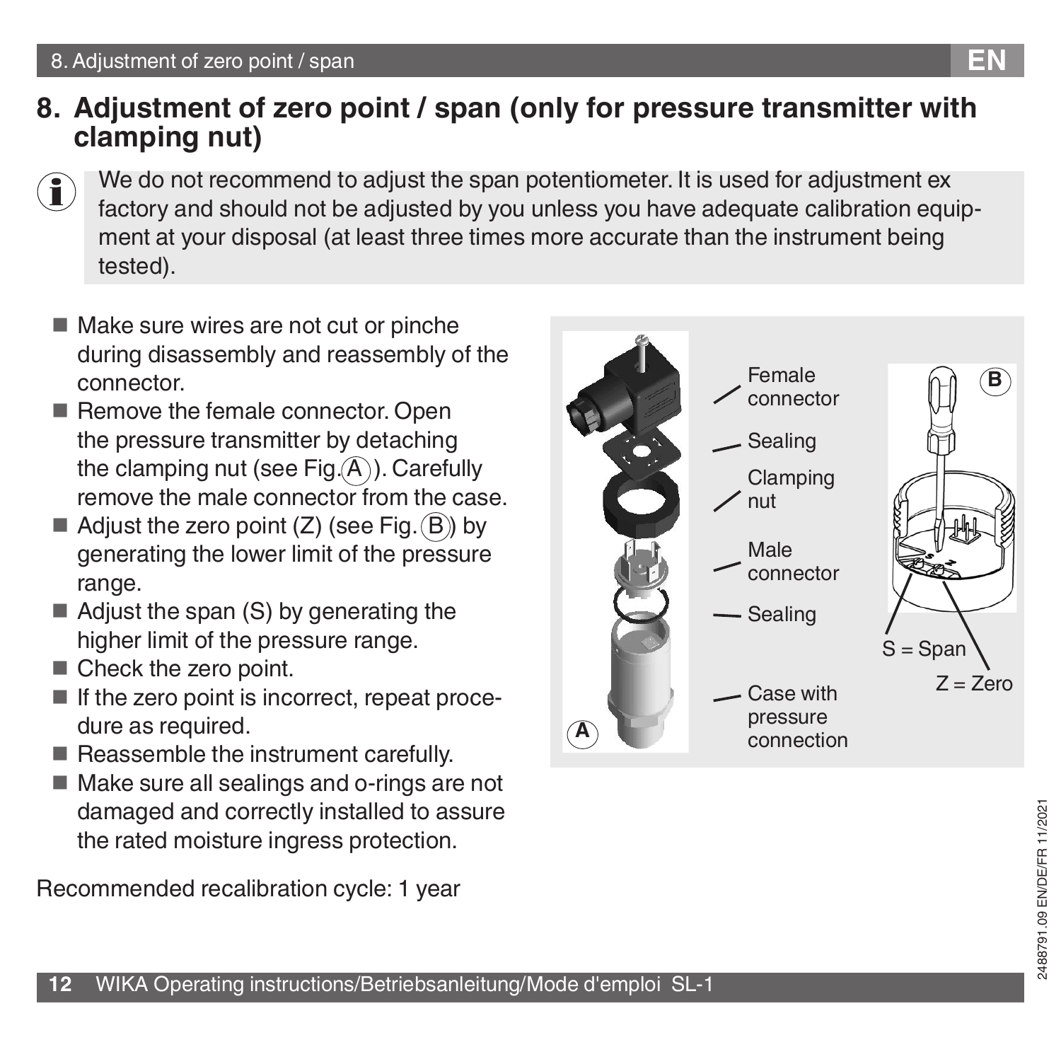# 8. Adjustment of zero point / span (only for pressure transmitter with clamping nut)

We do not recommend to adjust the span potentiometer. It is used for adjustment ex factory and should not be adjusted by you unless you have adequate calibration equipment at your disposal (at least three times more accurate than the instrument being tested).

- Make sure wires are not cut or pinche during disassembly and reassembly of the connector.
- Remove the female connector. Open the pressure transmitter by detaching the clamping nut (see Fig. (A)). Carefully remove the male connector from the case.
- Adjust the zero point (Z) (see Fig. (B)) by generating the lower limit of the pressure range.
- Adjust the span (S) by generating the higher limit of the pressure range.
- Check the zero point.
- If the zero point is incorrect, repeat procedure as required.
- Reassemble the instrument carefully.
- Make sure all sealings and o-rings are not damaged and correctly installed to assure the rated moisture ingress protection.

Female connector

Sealing

Clamping nut

Male connector

Sealing

Case with pressure connection

S = Span

Z = Zero

Recommended recalibration cycle: 1 year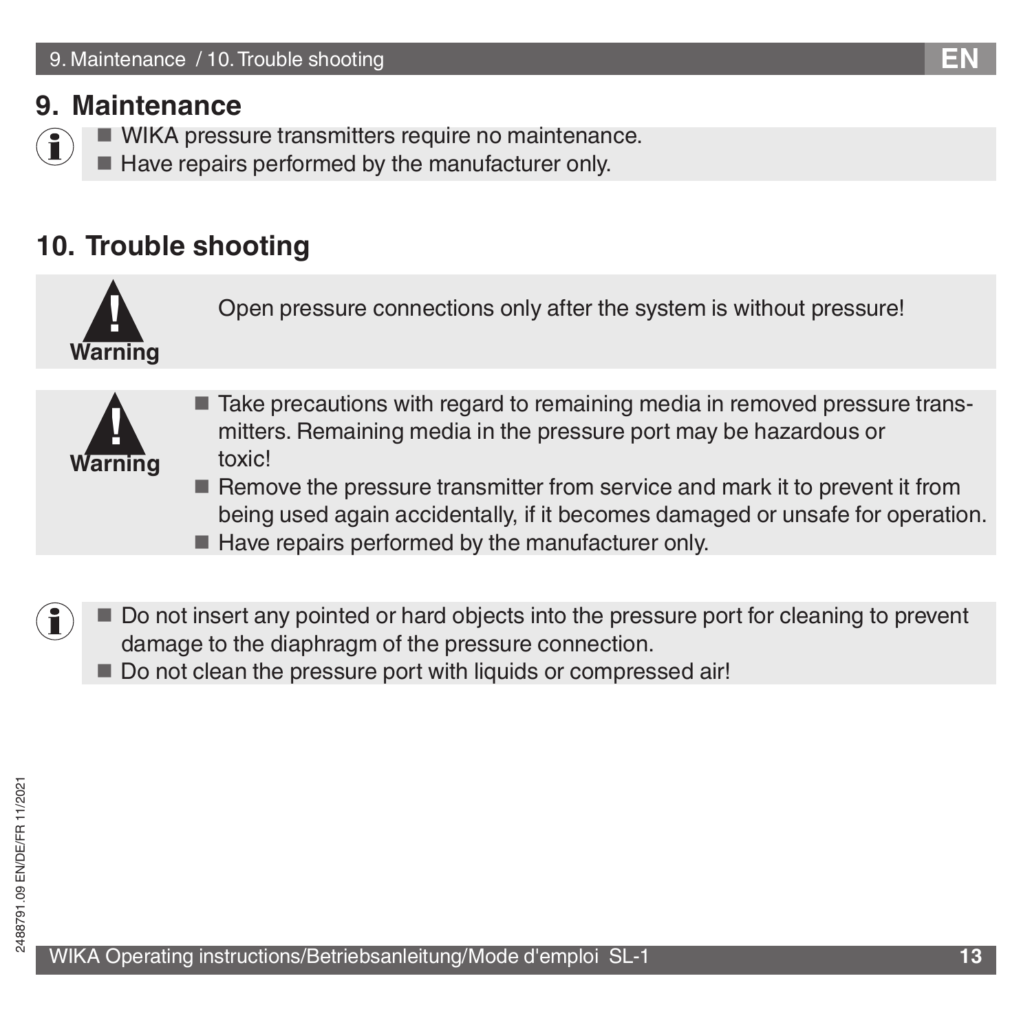## 9. Maintenance

- WIKA pressure transmitters require no maintenance.
- Have repairs performed by the manufacturer only.

## 10. Trouble shooting

**Warning**

Open pressure connections only after the system is without pressure!

**Warning**

- Take precautions with regard to remaining media in removed pressure transmitters. Remaining media in the pressure port may be hazardous or toxic!
- Remove the pressure transmitter from service and mark it to prevent it from being used again accidentally, if it becomes damaged or unsafe for operation.
- Have repairs performed by the manufacturer only.

- Do not insert any pointed or hard objects into the pressure port for cleaning to prevent damage to the diaphragm of the pressure connection.
- Do not clean the pressure port with liquids or compressed air!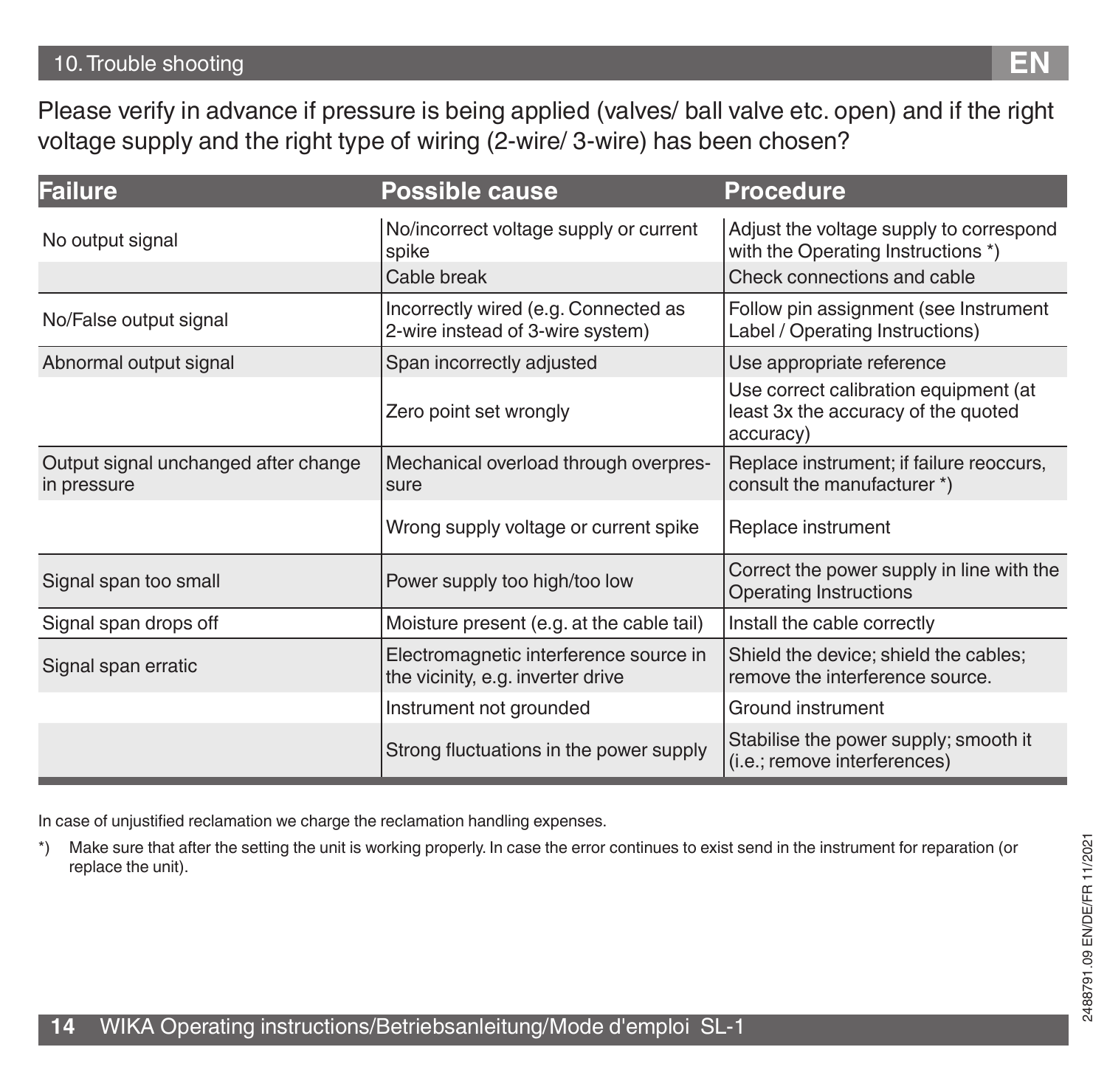## 10. Trouble shooting

Please verify in advance if pressure is being applied (valves/ ball valve etc. open) and if the right voltage supply and the right type of wiring (2-wire/ 3-wire) has been chosen?

| Failure | Possible cause | Procedure |
|---|---|---|
| No output signal | No/incorrect voltage supply or current spike | Adjust the voltage supply to correspond with the Operating Instructions *) |
| | Cable break | Check connections and cable |
| No/False output signal | Incorrectly wired (e.g. Connected as 2-wire instead of 3-wire system) | Follow pin assignment (see Instrument Label / Operating Instructions) |
| Abnormal output signal | Span incorrectly adjusted | Use appropriate reference |
| | Zero point set wrongly | Use correct calibration equipment (at least 3x the accuracy of the quoted accuracy) |
| Output signal unchanged after change in pressure | Mechanical overload through overpressure | Replace instrument; if failure reoccurs, consult the manufacturer *) |
| | Wrong supply voltage or current spike | Replace instrument |
| Signal span too small | Power supply too high/too low | Correct the power supply in line with the Operating Instructions |
| Signal span drops off | Moisture present (e.g. at the cable tail) | Install the cable correctly |
| Signal span erratic | Electromagnetic interference source in the vicinity, e.g. inverter drive | Shield the device; shield the cables; remove the interference source. |
| | Instrument not grounded | Ground instrument |
| | Strong fluctuations in the power supply | Stabilise the power supply; smooth it (i.e.; remove interferences) |

In case of unjustified reclamation we charge the reclamation handling expenses.

*) Make sure that after the setting the unit is working properly. In case the error continues to exist send in the instrument for reparation (or replace the unit).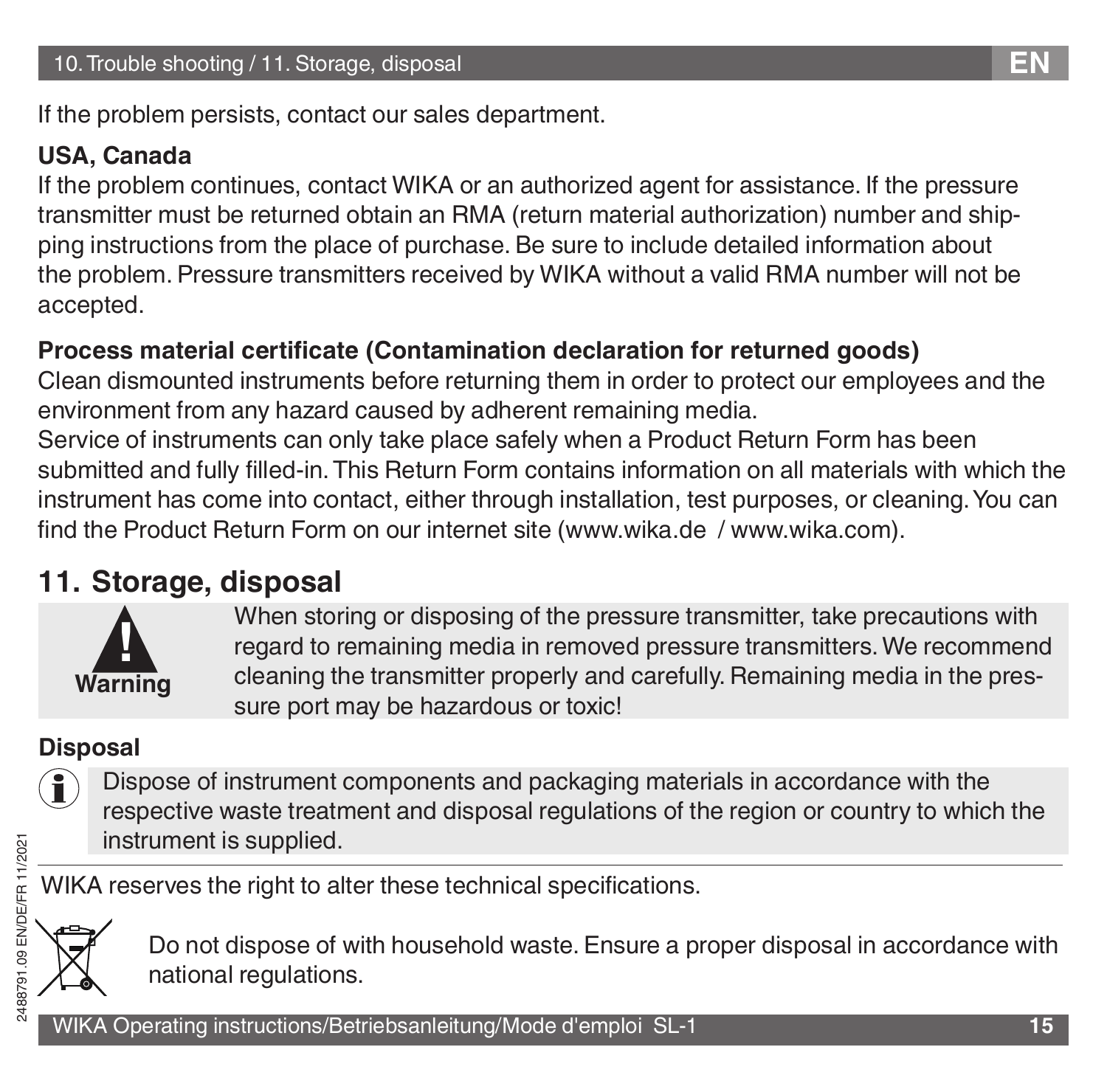If the problem persists, contact our sales department.

**USA, Canada**

If the problem continues, contact WIKA or an authorized agent for assistance. If the pressure transmitter must be returned obtain an RMA (return material authorization) number and shipping instructions from the place of purchase. Be sure to include detailed information about the problem. Pressure transmitters received by WIKA without a valid RMA number will not be accepted.

**Process material certificate (Contamination declaration for returned goods)**

Clean dismounted instruments before returning them in order to protect our employees and the environment from any hazard caused by adherent remaining media.

Service of instruments can only take place safely when a Product Return Form has been submitted and fully filled-in. This Return Form contains information on all materials with which the instrument has come into contact, either through installation, test purposes, or cleaning. You can find the Product Return Form on our internet site (www.wika.de / www.wika.com).

## 11. Storage, disposal

**Warning**

When storing or disposing of the pressure transmitter, take precautions with regard to remaining media in removed pressure transmitters. We recommend cleaning the transmitter properly and carefully. Remaining media in the pressure port may be hazardous or toxic!

**Disposal**

Dispose of instrument components and packaging materials in accordance with the respective waste treatment and disposal regulations of the region or country to which the instrument is supplied.

WIKA reserves the right to alter these technical specifications.

Do not dispose of with household waste. Ensure a proper disposal in accordance with national regulations.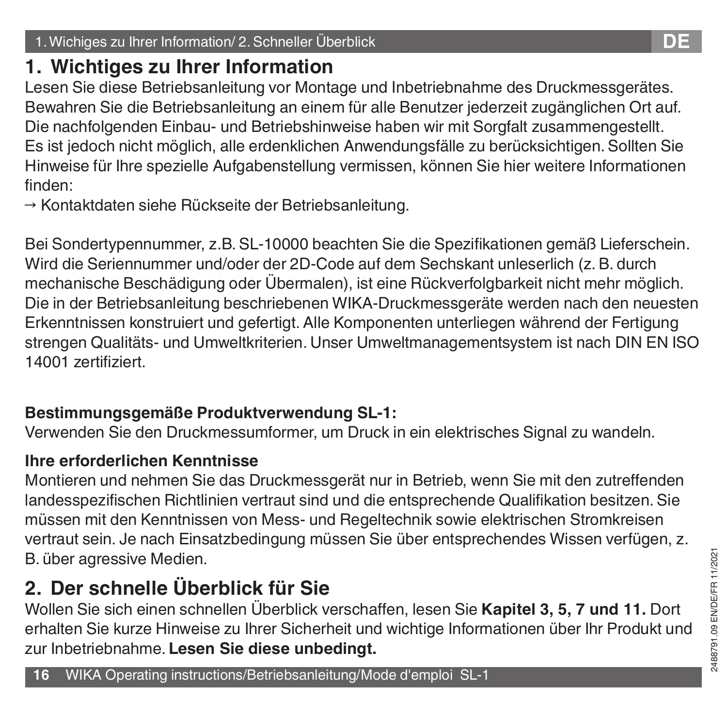# 1. Wichtiges zu Ihrer Information

Lesen Sie diese Betriebsanleitung vor Montage und Inbetriebnahme des Druckmessgerätes. Bewahren Sie die Betriebsanleitung an einem für alle Benutzer jederzeit zugänglichen Ort auf. Die nachfolgenden Einbau- und Betriebshinweise haben wir mit Sorgfalt zusammengestellt. Es ist jedoch nicht möglich, alle erdenklichen Anwendungsfälle zu berücksichtigen. Sollten Sie Hinweise für Ihre spezielle Aufgabenstellung vermissen, können Sie hier weitere Informationen finden:

→ Kontaktdaten siehe Rückseite der Betriebsanleitung.

Bei Sondertypennummer, z.B. SL-10000 beachten Sie die Spezifikationen gemäß Lieferschein. Wird die Seriennummer und/oder der 2D-Code auf dem Sechskant unleserlich (z. B. durch mechanische Beschädigung oder Übermalen), ist eine Rückverfolgbarkeit nicht mehr möglich. Die in der Betriebsanleitung beschriebenen WIKA-Druckmessgeräte werden nach den neuesten Erkenntnissen konstruiert und gefertigt. Alle Komponenten unterliegen während der Fertigung strengen Qualitäts- und Umweltkriterien. Unser Umweltmanagementsystem ist nach DIN EN ISO 14001 zertifiziert.

**Bestimmungsgemäße Produktverwendung SL-1:**
Verwenden Sie den Druckmessumformer, um Druck in ein elektrisches Signal zu wandeln.

**Ihre erforderlichen Kenntnisse**
Montieren und nehmen Sie das Druckmessgerät nur in Betrieb, wenn Sie mit den zutreffenden landesspezifischen Richtlinien vertraut sind und die entsprechende Qualifikation besitzen. Sie müssen mit den Kenntnissen von Mess- und Regeltechnik sowie elektrischen Stromkreisen vertraut sein. Je nach Einsatzbedingung müssen Sie über entsprechendes Wissen verfügen, z. B. über agressive Medien.

# 2. Der schnelle Überblick für Sie

Wollen Sie sich einen schnellen Überblick verschaffen, lesen Sie **Kapitel 3, 5, 7 und 11.** Dort erhalten Sie kurze Hinweise zu Ihrer Sicherheit und wichtige Informationen über Ihr Produkt und zur Inbetriebnahme. **Lesen Sie diese unbedingt.**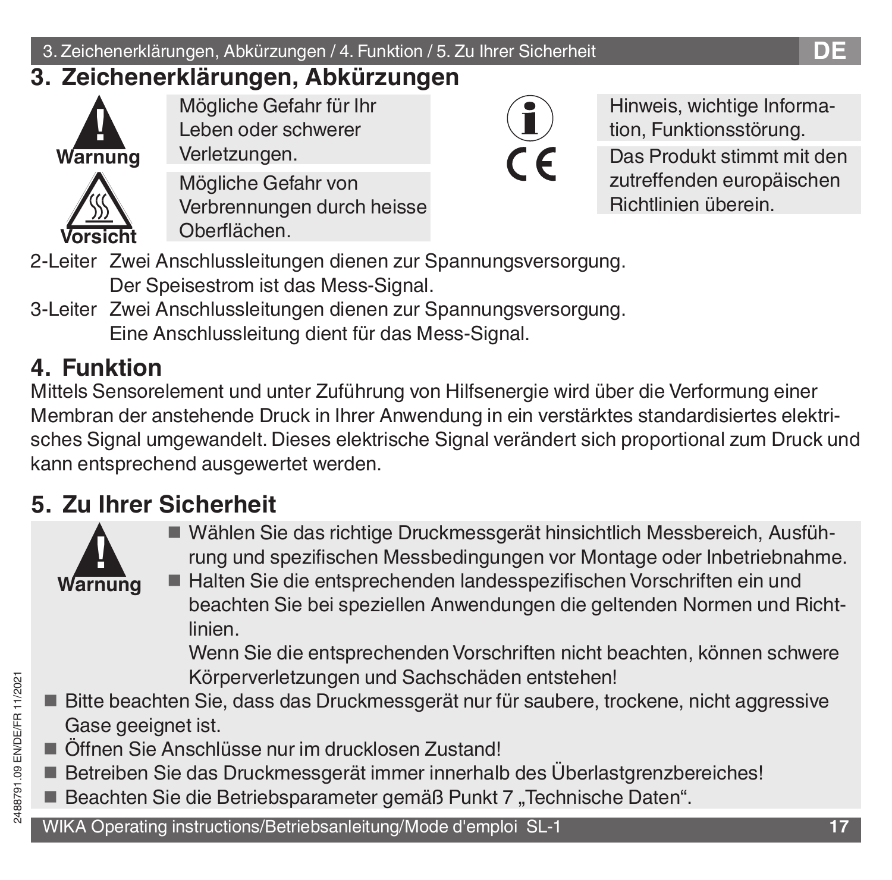## 3. Zeichenerklärungen, Abkürzungen

**Warnung** — Mögliche Gefahr für Ihr Leben oder schwerer Verletzungen.

**Vorsicht** — Mögliche Gefahr von Verbrennungen durch heisse Oberflächen.

Hinweis, wichtige Information, Funktionsstörung.

CE — Das Produkt stimmt mit den zutreffenden europäischen Richtlinien überein.

2-Leiter Zwei Anschlussleitungen dienen zur Spannungsversorgung. Der Speisestrom ist das Mess-Signal.

3-Leiter Zwei Anschlussleitungen dienen zur Spannungsversorgung. Eine Anschlussleitung dient für das Mess-Signal.

## 4. Funktion

Mittels Sensorelement und unter Zuführung von Hilfsenergie wird über die Verformung einer Membran der anstehende Druck in Ihrer Anwendung in ein verstärktes standardisiertes elektrisches Signal umgewandelt. Dieses elektrische Signal verändert sich proportional zum Druck und kann entsprechend ausgewertet werden.

## 5. Zu Ihrer Sicherheit

**Warnung**

- Wählen Sie das richtige Druckmessgerät hinsichtlich Messbereich, Ausführung und spezifischen Messbedingungen vor Montage oder Inbetriebnahme.
- Halten Sie die entsprechenden landesspezifischen Vorschriften ein und beachten Sie bei speziellen Anwendungen die geltenden Normen und Richtlinien.
  Wenn Sie die entsprechenden Vorschriften nicht beachten, können schwere Körperverletzungen und Sachschäden entstehen!
- Bitte beachten Sie, dass das Druckmessgerät nur für saubere, trockene, nicht aggressive Gase geeignet ist.
- Öffnen Sie Anschlüsse nur im drucklosen Zustand!
- Betreiben Sie das Druckmessgerät immer innerhalb des Überlastgrenzbereiches!
- Beachten Sie die Betriebsparameter gemäß Punkt 7 „Technische Daten".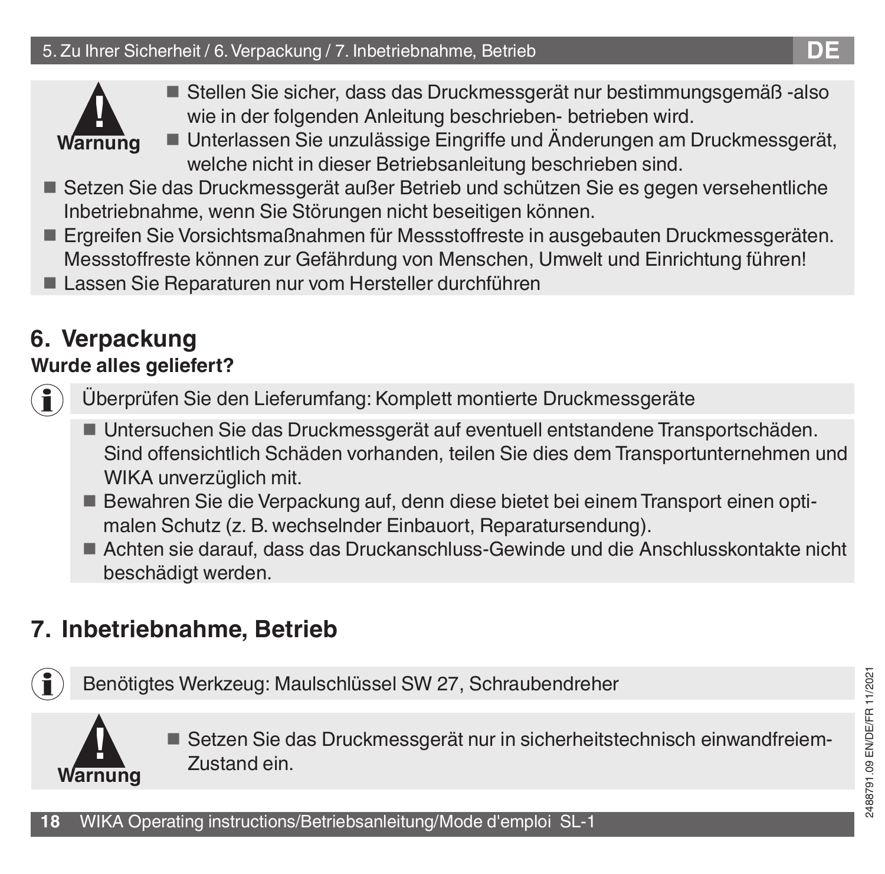**Warnung**

- Stellen Sie sicher, dass das Druckmessgerät nur bestimmungsgemäß -also wie in der folgenden Anleitung beschrieben- betrieben wird.
- Unterlassen Sie unzulässige Eingriffe und Änderungen am Druckmessgerät, welche nicht in dieser Betriebsanleitung beschrieben sind.
- Setzen Sie das Druckmessgerät außer Betrieb und schützen Sie es gegen versehentliche Inbetriebnahme, wenn Sie Störungen nicht beseitigen können.
- Ergreifen Sie Vorsichtsmaßnahmen für Messstoffreste in ausgebauten Druckmessgeräten. Messstoffreste können zur Gefährdung von Menschen, Umwelt und Einrichtung führen!
- Lassen Sie Reparaturen nur vom Hersteller durchführen

## 6. Verpackung

**Wurde alles geliefert?**

Überprüfen Sie den Lieferumfang: Komplett montierte Druckmessgeräte

- Untersuchen Sie das Druckmessgerät auf eventuell entstandene Transportschäden. Sind offensichtlich Schäden vorhanden, teilen Sie dies dem Transportunternehmen und WIKA unverzüglich mit.
- Bewahren Sie die Verpackung auf, denn diese bietet bei einem Transport einen optimalen Schutz (z. B. wechselnder Einbauort, Reparatursendung).
- Achten sie darauf, dass das Druckanschluss-Gewinde und die Anschlusskontakte nicht beschädigt werden.

## 7. Inbetriebnahme, Betrieb

Benötigtes Werkzeug: Maulschlüssel SW 27, Schraubendreher

**Warnung**

- Setzen Sie das Druckmessgerät nur in sicherheitstechnisch einwandfreiem-Zustand ein.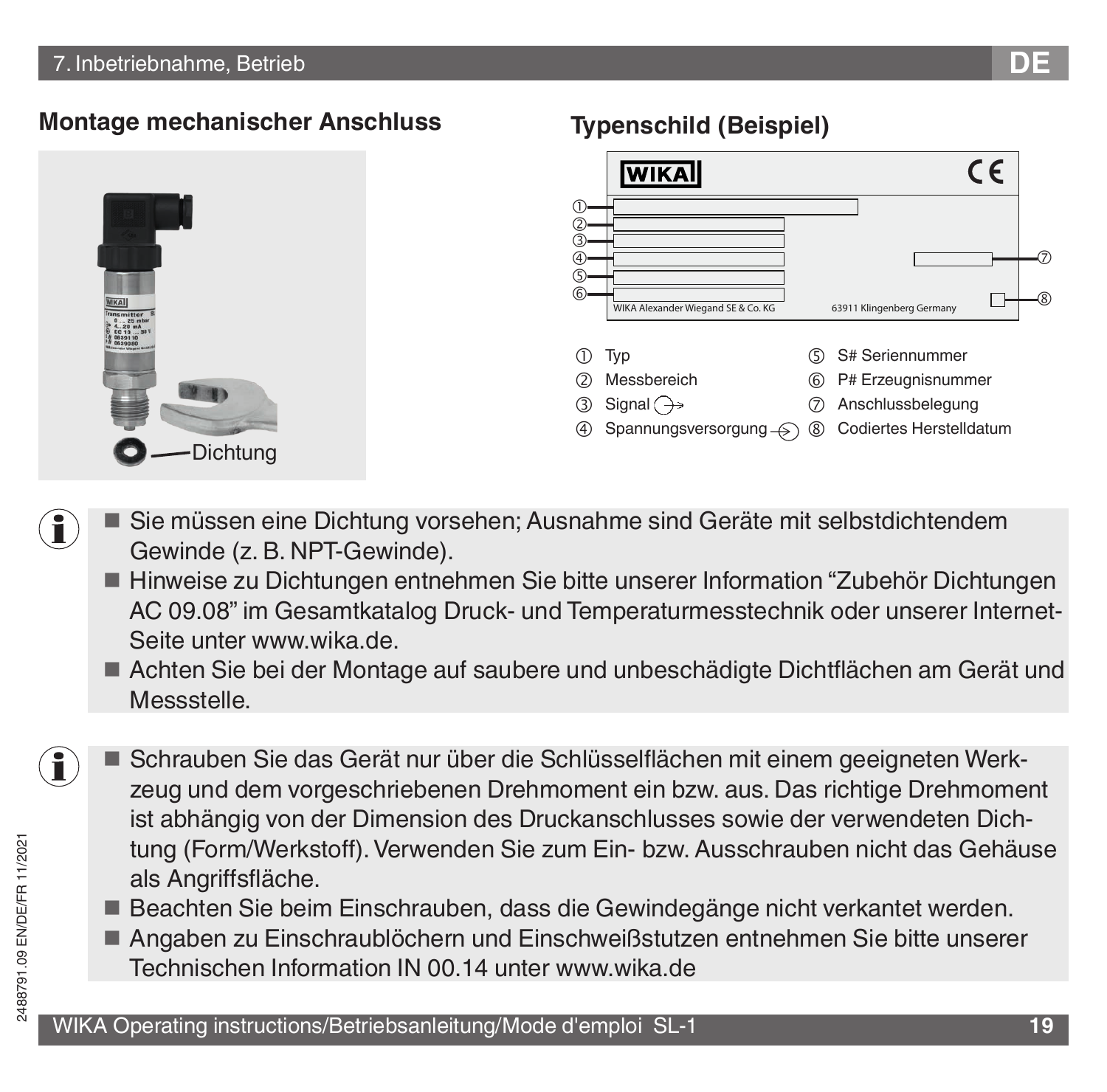## Montage mechanischer Anschluss

Dichtung

## Typenschild (Beispiel)

WIKA Alexander Wiegand SE & Co. KG    63911 Klingenberg Germany

① Typ
② Messbereich
③ Signal
④ Spannungsversorgung
⑤ S# Seriennummer
⑥ P# Erzeugnisnummer
⑦ Anschlussbelegung
⑧ Codiertes Herstelldatum

- Sie müssen eine Dichtung vorsehen; Ausnahme sind Geräte mit selbstdichtendem Gewinde (z. B. NPT-Gewinde).
- Hinweise zu Dichtungen entnehmen Sie bitte unserer Information “Zubehör Dichtungen AC 09.08” im Gesamtkatalog Druck- und Temperaturmesstechnik oder unserer Internet-Seite unter www.wika.de.
- Achten Sie bei der Montage auf saubere und unbeschädigte Dichtflächen am Gerät und Messstelle.

- Schrauben Sie das Gerät nur über die Schlüsselflächen mit einem geeigneten Werkzeug und dem vorgeschriebenen Drehmoment ein bzw. aus. Das richtige Drehmoment ist abhängig von der Dimension des Druckanschlusses sowie der verwendeten Dichtung (Form/Werkstoff). Verwenden Sie zum Ein- bzw. Ausschrauben nicht das Gehäuse als Angriffsfläche.
- Beachten Sie beim Einschrauben, dass die Gewindegänge nicht verkantet werden.
- Angaben zu Einschraublöchern und Einschweißstutzen entnehmen Sie bitte unserer Technischen Information IN 00.14 unter www.wika.de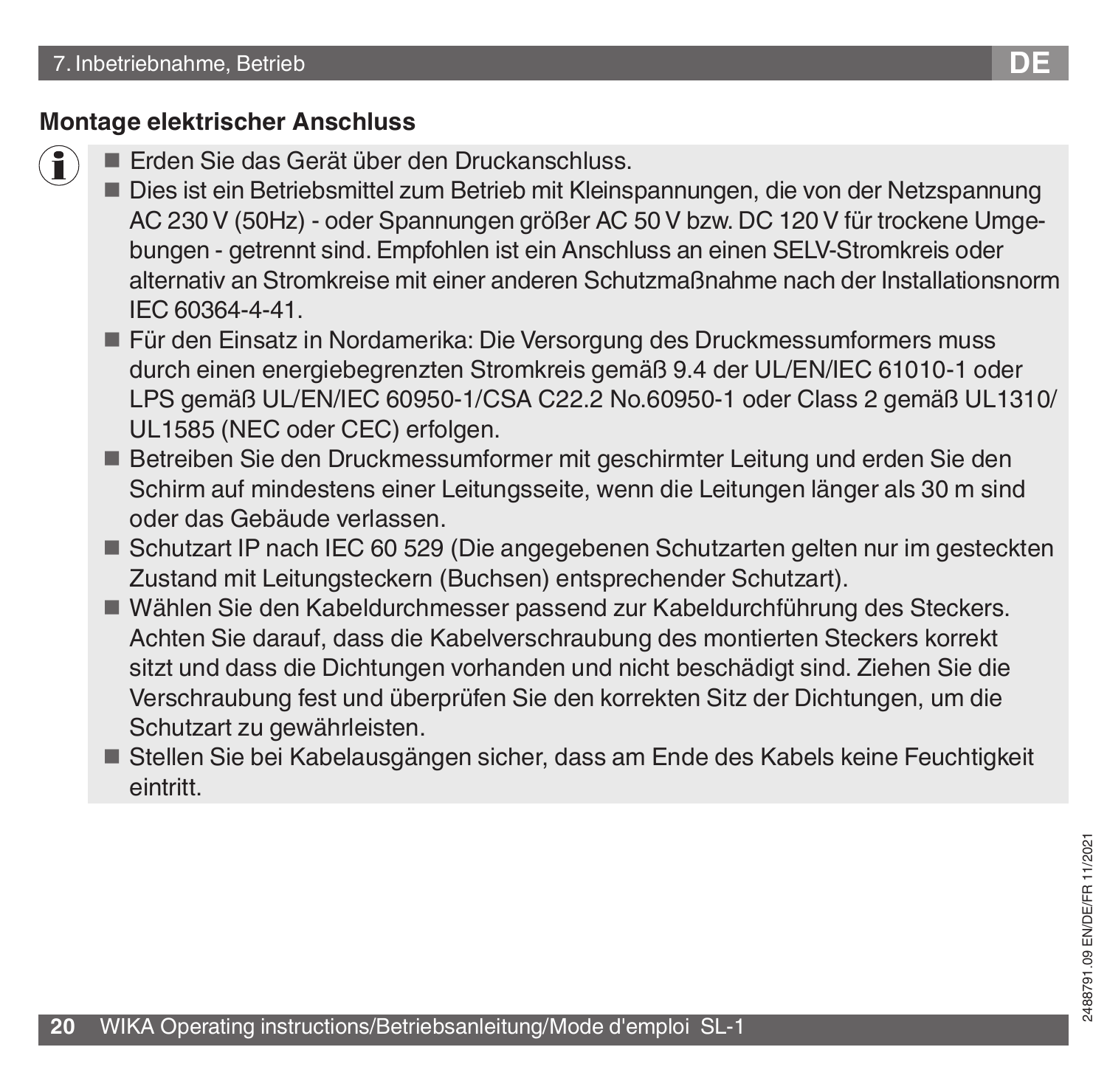## Montage elektrischer Anschluss

- Erden Sie das Gerät über den Druckanschluss.
- Dies ist ein Betriebsmittel zum Betrieb mit Kleinspannungen, die von der Netzspannung AC 230 V (50Hz) - oder Spannungen größer AC 50 V bzw. DC 120 V für trockene Umgebungen - getrennt sind. Empfohlen ist ein Anschluss an einen SELV-Stromkreis oder alternativ an Stromkreise mit einer anderen Schutzmaßnahme nach der Installationsnorm IEC 60364-4-41.
- Für den Einsatz in Nordamerika: Die Versorgung des Druckmessumformers muss durch einen energiebegrenzten Stromkreis gemäß 9.4 der UL/EN/IEC 61010-1 oder LPS gemäß UL/EN/IEC 60950-1/CSA C22.2 No.60950-1 oder Class 2 gemäß UL1310/UL1585 (NEC oder CEC) erfolgen.
- Betreiben Sie den Druckmessumformer mit geschirmter Leitung und erden Sie den Schirm auf mindestens einer Leitungsseite, wenn die Leitungen länger als 30 m sind oder das Gebäude verlassen.
- Schutzart IP nach IEC 60 529 (Die angegebenen Schutzarten gelten nur im gesteckten Zustand mit Leitungssteckern (Buchsen) entsprechender Schutzart).
- Wählen Sie den Kabeldurchmesser passend zur Kabeldurchführung des Steckers. Achten Sie darauf, dass die Kabelverschraubung des montierten Steckers korrekt sitzt und dass die Dichtungen vorhanden und nicht beschädigt sind. Ziehen Sie die Verschraubung fest und überprüfen Sie den korrekten Sitz der Dichtungen, um die Schutzart zu gewährleisten.
- Stellen Sie bei Kabelausgängen sicher, dass am Ende des Kabels keine Feuchtigkeit eintritt.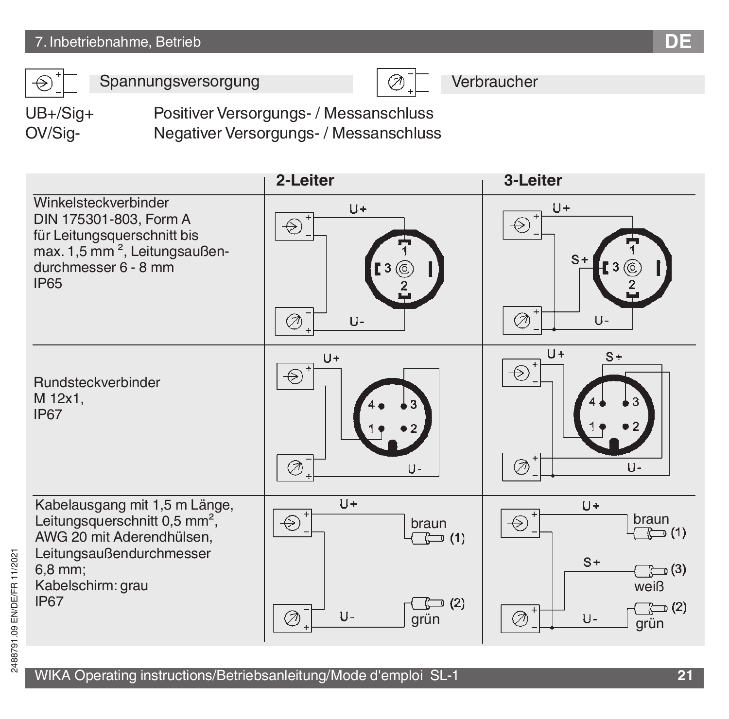## 7. Inbetriebnahme, Betrieb

Spannungsversorgung

Verbraucher

UB+/Sig+ Positiver Versorgungs- / Messanschluss
OV/Sig- Negativer Versorgungs- / Messanschluss

| | 2-Leiter | 3-Leiter |
|---|---|---|
| Winkelsteckverbinder DIN 175301-803, Form A für Leitungsquerschnitt bis max. 1,5 mm², Leitungsaußendurchmesser 6 - 8 mm IP65 | U+ 1, 3, 2, U- | U+ S+ 1, 3, 2, U- |
| Rundsteckverbinder M 12x1, IP67 | U+ 4, 3, 1, 2, U- | U+ S+ 4, 3, 1, 2, U- |
| Kabelausgang mit 1,5 m Länge, Leitungsquerschnitt 0,5 mm², AWG 20 mit Aderendhülsen, Leitungsaußendurchmesser 6,8 mm; Kabelschirm: grau IP67 | U+ braun (1), U- grün (2) | U+ braun (1), S+ (3) weiß, U- (2) grün |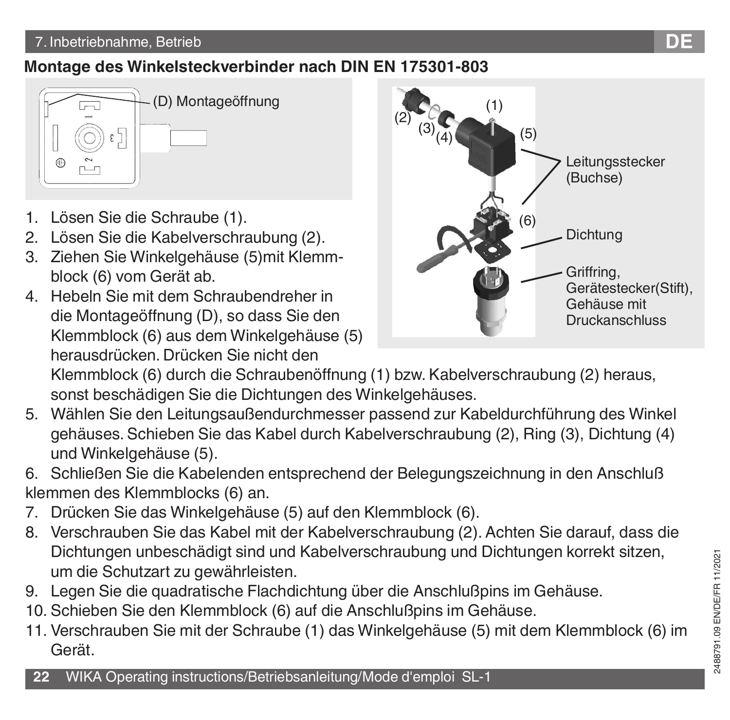## Montage des Winkelsteckverbinder nach DIN EN 175301-803

(D) Montageöffnung

(1) (2) (3) (4) (5) (6)

Leitungsstecker (Buchse)

Dichtung

Griffring, Gerätestecker(Stift), Gehäuse mit Druckanschluss

1. Lösen Sie die Schraube (1).
2. Lösen Sie die Kabelverschraubung (2).
3. Ziehen Sie Winkelgehäuse (5)mit Klemmblock (6) vom Gerät ab.
4. Hebeln Sie mit dem Schraubendreher in die Montageöffnung (D), so dass Sie den Klemmblock (6) aus dem Winkelgehäuse (5) herausdrücken. Drücken Sie nicht den Klemmblock (6) durch die Schraubenöffnung (1) bzw. Kabelverschraubung (2) heraus, sonst beschädigen Sie die Dichtungen des Winkelgehäuses.
5. Wählen Sie den Leitungsaußendurchmesser passend zur Kabeldurchführung des Winkel gehäuses. Schieben Sie das Kabel durch Kabelverschraubung (2), Ring (3), Dichtung (4) und Winkelgehäuse (5).
6. Schließen Sie die Kabelenden entsprechend der Belegungszeichnung in den Anschluß klemmen des Klemmblocks (6) an.
7. Drücken Sie das Winkelgehäuse (5) auf den Klemmblock (6).
8. Verschrauben Sie das Kabel mit der Kabelverschraubung (2). Achten Sie darauf, dass die Dichtungen unbeschädigt sind und Kabelverschraubung und Dichtungen korrekt sitzen, um die Schutzart zu gewährleisten.
9. Legen Sie die quadratische Flachdichtung über die Anschlußpins im Gehäuse.
10. Schieben Sie den Klemmblock (6) auf die Anschlußpins im Gehäuse.
11. Verschrauben Sie mit der Schraube (1) das Winkelgehäuse (5) mit dem Klemmblock (6) im Gerät.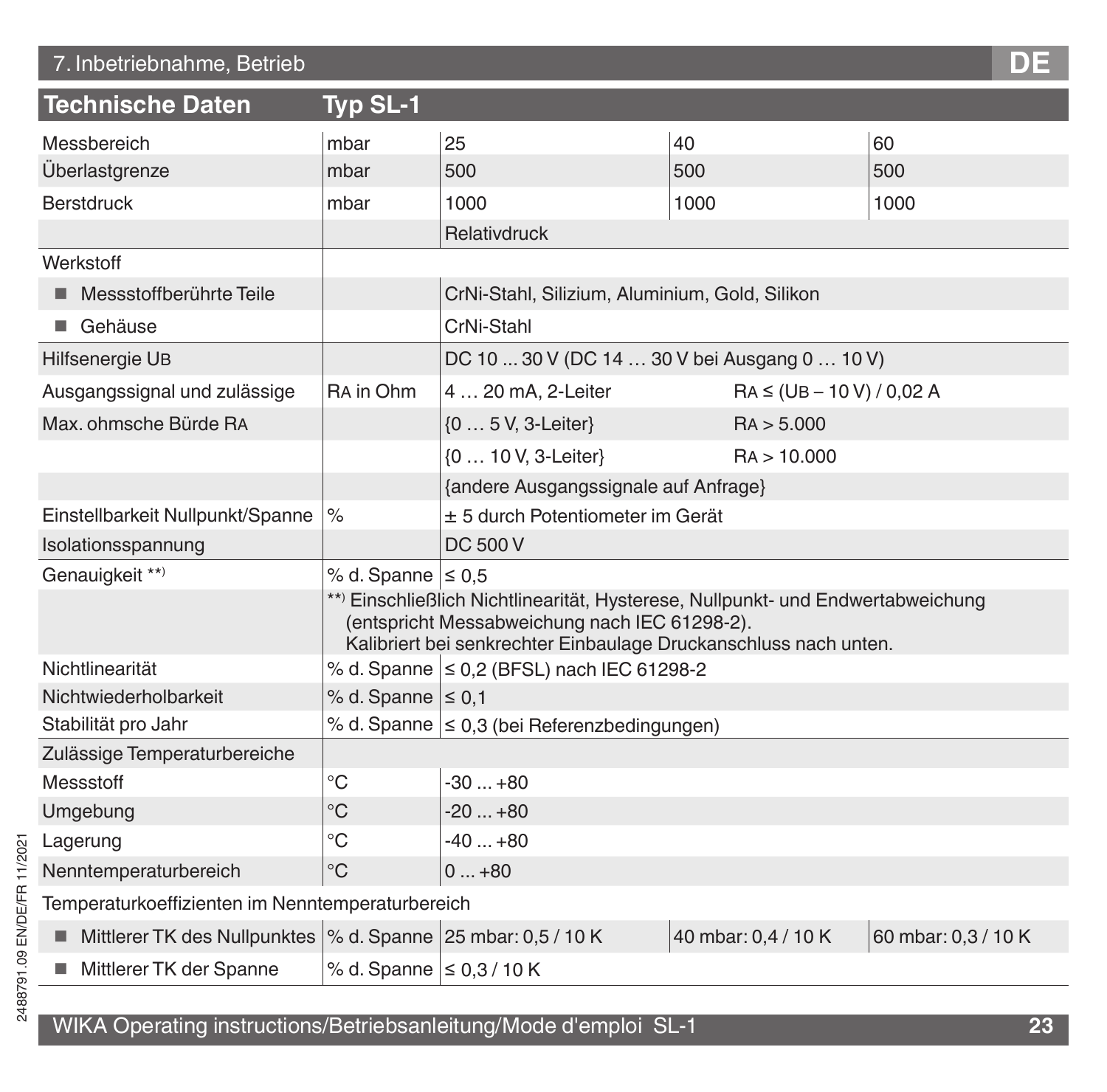## Technische Daten Typ SL-1

| Technische Daten | Typ SL-1 | | | |
|---|---|---|---|---|
| Messbereich | mbar | 25 | 40 | 60 |
| Überlastgrenze | mbar | 500 | 500 | 500 |
| Berstdruck | mbar | 1000 | 1000 | 1000 |
| | | Relativdruck | | |
| Werkstoff | | | | |
| ■ Messstoffberührte Teile | | CrNi-Stahl, Silizium, Aluminium, Gold, Silikon | | |
| ■ Gehäuse | | CrNi-Stahl | | |
| Hilfsenergie $U_B$ | | DC 10 ... 30 V (DC 14 … 30 V bei Ausgang 0 … 10 V) | | |
| Ausgangssignal und zulässige | $R_A$ in Ohm | 4 … 20 mA, 2-Leiter | $R_A \leq (U_B - 10\ V) / 0{,}02\ A$ | |
| Max. ohmsche Bürde $R_A$ | | {0 … 5 V, 3-Leiter} | $R_A$ > 5.000 | |
| | | {0 … 10 V, 3-Leiter} | $R_A$ > 10.000 | |
| | | {andere Ausgangssignale auf Anfrage} | | |
| Einstellbarkeit Nullpunkt/Spanne | % | ± 5 durch Potentiometer im Gerät | | |
| Isolationsspannung | | DC 500 V | | |
| Genauigkeit **) | % d. Spanne | ≤ 0,5 | | |
| | **) Einschließlich Nichtlinearität, Hysterese, Nullpunkt- und Endwertabweichung (entspricht Messabweichung nach IEC 61298-2). Kalibriert bei senkrechter Einbaulage Druckanschluss nach unten. | | | |
| Nichtlinearität | % d. Spanne | ≤ 0,2 (BFSL) nach IEC 61298-2 | | |
| Nichtwiederholbarkeit | % d. Spanne | ≤ 0,1 | | |
| Stabilität pro Jahr | % d. Spanne | ≤ 0,3 (bei Referenzbedingungen) | | |
| Zulässige Temperaturbereiche | | | | |
| Messstoff | °C | -30 ... +80 | | |
| Umgebung | °C | -20 ... +80 | | |
| Lagerung | °C | -40 ... +80 | | |
| Nenntemperaturbereich | °C | 0 ... +80 | | |
| Temperaturkoeffizienten im Nenntemperaturbereich | | | | |
| ■ Mittlerer TK des Nullpunktes | % d. Spanne | 25 mbar: 0,5 / 10 K | 40 mbar: 0,4 / 10 K | 60 mbar: 0,3 / 10 K |
| ■ Mittlerer TK der Spanne | % d. Spanne | ≤ 0,3 / 10 K | | |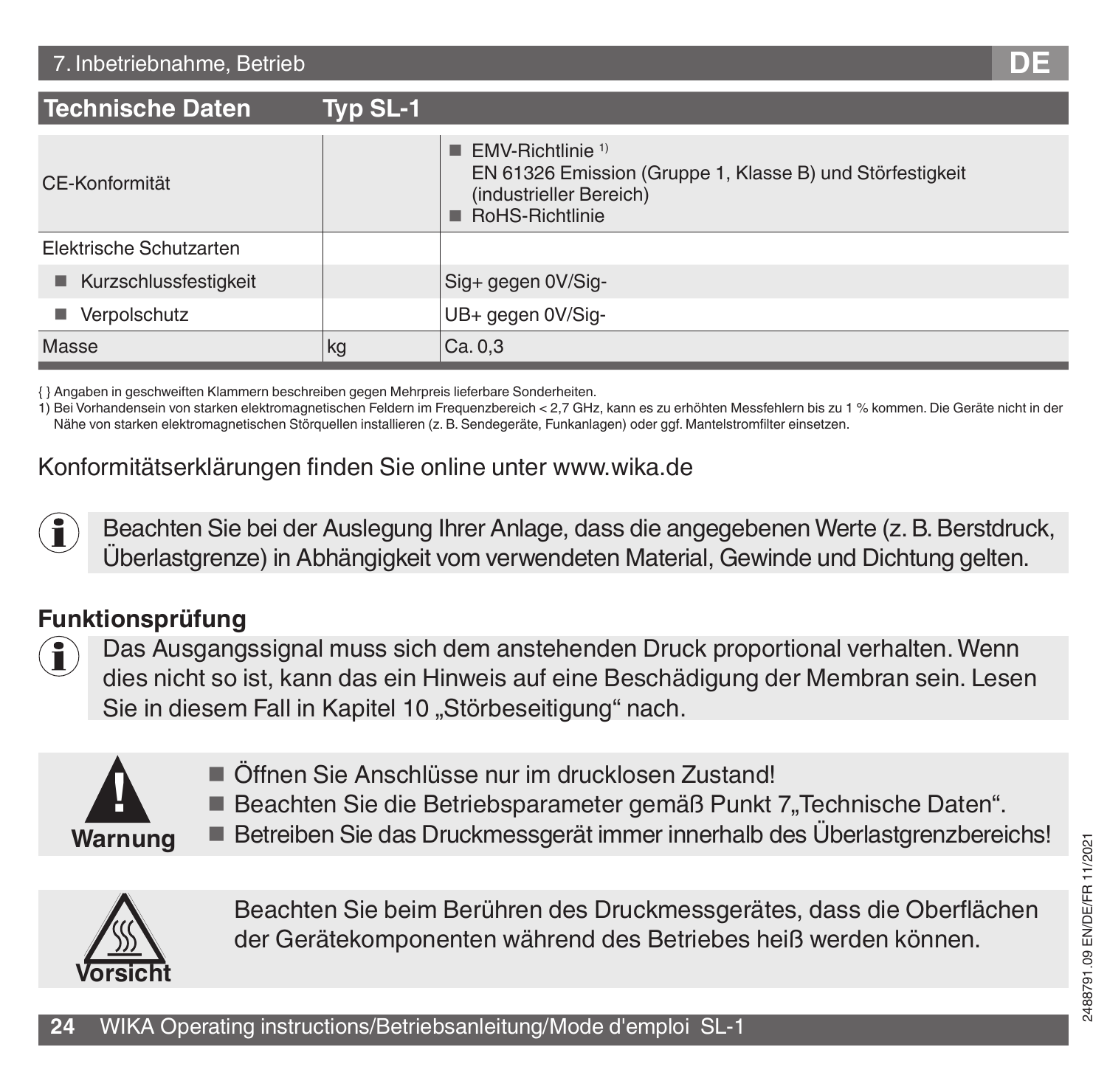## Technische Daten Typ SL-1

| Technische Daten | | Typ SL-1 |
|---|---|---|
| CE-Konformität | | ■ EMV-Richtlinie [1) ] EN 61326 Emission (Gruppe 1, Klasse B) und Störfestigkeit (industrieller Bereich) ■ RoHS-Richtlinie |
| Elektrische Schutzarten | | |
| ■ Kurzschlussfestigkeit | | Sig+ gegen 0V/Sig- |
| ■ Verpolschutz | | UB+ gegen 0V/Sig- |
| Masse | kg | Ca. 0,3 |

{ } Angaben in geschweiften Klammern beschreiben gegen Mehrpreis lieferbare Sonderheiten.

1) Bei Vorhandensein von starken elektromagnetischen Feldern im Frequenzbereich < 2,7 GHz, kann es zu erhöhten Messfehlern bis zu 1 % kommen. Die Geräte nicht in der Nähe von starken elektromagnetischen Störquellen installieren (z. B. Sendegeräte, Funkanlagen) oder ggf. Mantelstromfilter einsetzen.

Konformitätserklärungen finden Sie online unter www.wika.de

Beachten Sie bei der Auslegung Ihrer Anlage, dass die angegebenen Werte (z. B. Berstdruck, Überlastgrenze) in Abhängigkeit vom verwendeten Material, Gewinde und Dichtung gelten.

### Funktionsprüfung

Das Ausgangssignal muss sich dem anstehenden Druck proportional verhalten. Wenn dies nicht so ist, kann das ein Hinweis auf eine Beschädigung der Membran sein. Lesen Sie in diesem Fall in Kapitel 10 „Störbeseitigung“ nach.

**Warnung**

- Öffnen Sie Anschlüsse nur im drucklosen Zustand!
- Beachten Sie die Betriebsparameter gemäß Punkt 7„Technische Daten“.
- Betreiben Sie das Druckmessgerät immer innerhalb des Überlastgrenzbereichs!

**Vorsicht**

Beachten Sie beim Berühren des Druckmessgerätes, dass die Oberflächen der Gerätekomponenten während des Betriebes heiß werden können.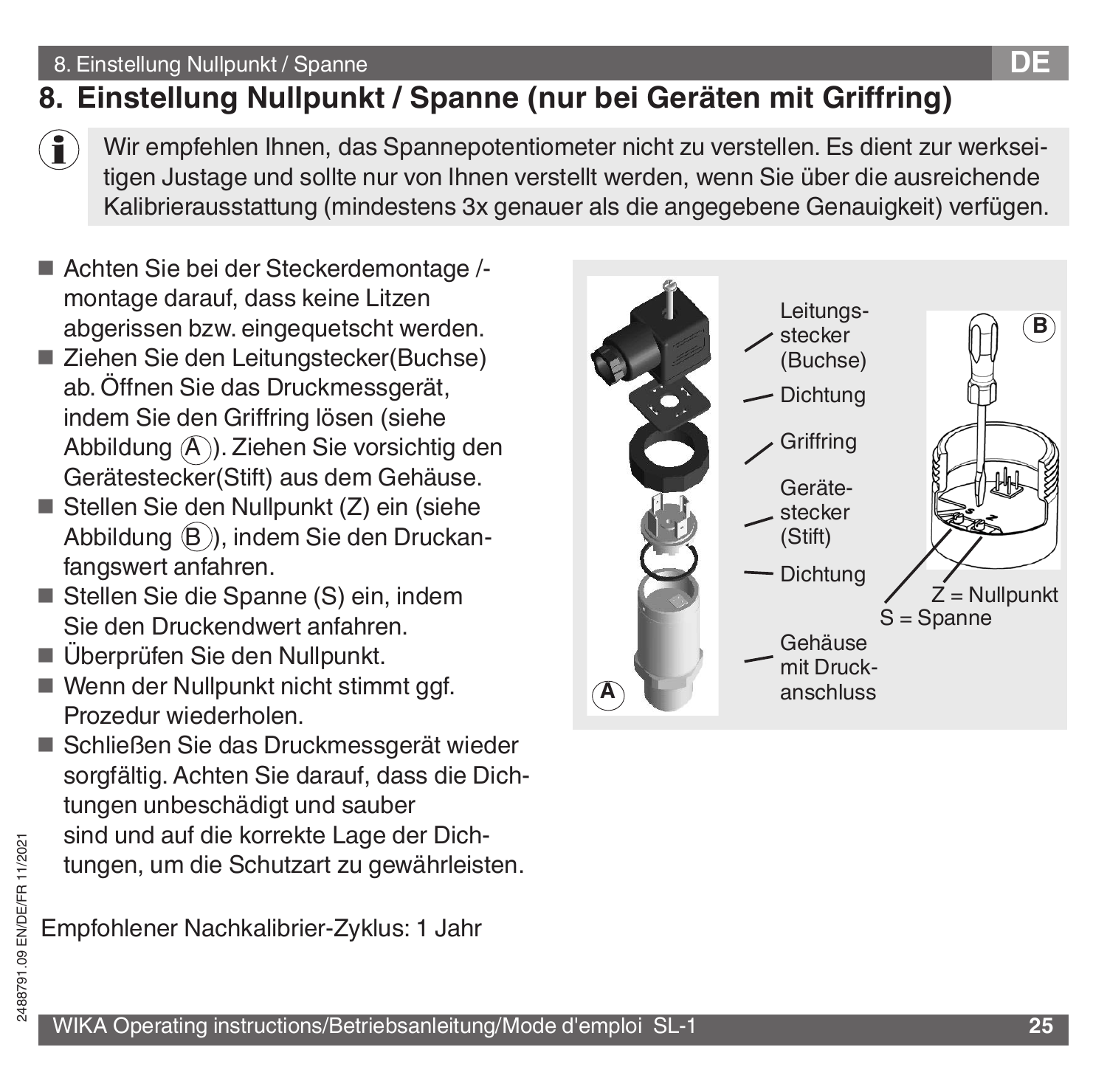# 8. Einstellung Nullpunkt / Spanne (nur bei Geräten mit Griffring)

Wir empfehlen Ihnen, das Spannepotentiometer nicht zu verstellen. Es dient zur werkseitigen Justage und sollte nur von Ihnen verstellt werden, wenn Sie über die ausreichende Kalibrierausstattung (mindestens 3x genauer als die angegebene Genauigkeit) verfügen.

- Achten Sie bei der Steckerdemontage /-montage darauf, dass keine Litzen abgerissen bzw. eingequetscht werden.
- Ziehen Sie den Leitungstecker(Buchse) ab. Öffnen Sie das Druckmessgerät, indem Sie den Griffring lösen (siehe Abbildung (A)). Ziehen Sie vorsichtig den Gerätestecker(Stift) aus dem Gehäuse.
- Stellen Sie den Nullpunkt (Z) ein (siehe Abbildung (B)), indem Sie den Druckanfangswert anfahren.
- Stellen Sie die Spanne (S) ein, indem Sie den Druckendwert anfahren.
- Überprüfen Sie den Nullpunkt.
- Wenn der Nullpunkt nicht stimmt ggf. Prozedur wiederholen.
- Schließen Sie das Druckmessgerät wieder sorgfältig. Achten Sie darauf, dass die Dichtungen unbeschädigt und sauber sind und auf die korrekte Lage der Dichtungen, um die Schutzart zu gewährleisten.

Leitungsstecker (Buchse)
Dichtung
Griffring
Gerätestecker (Stift)
Dichtung
Gehäuse mit Druckanschluss

Z = Nullpunkt
S = Spanne

Empfohlener Nachkalibrier-Zyklus: 1 Jahr

2488791.09 EN/DE/FR 11/2021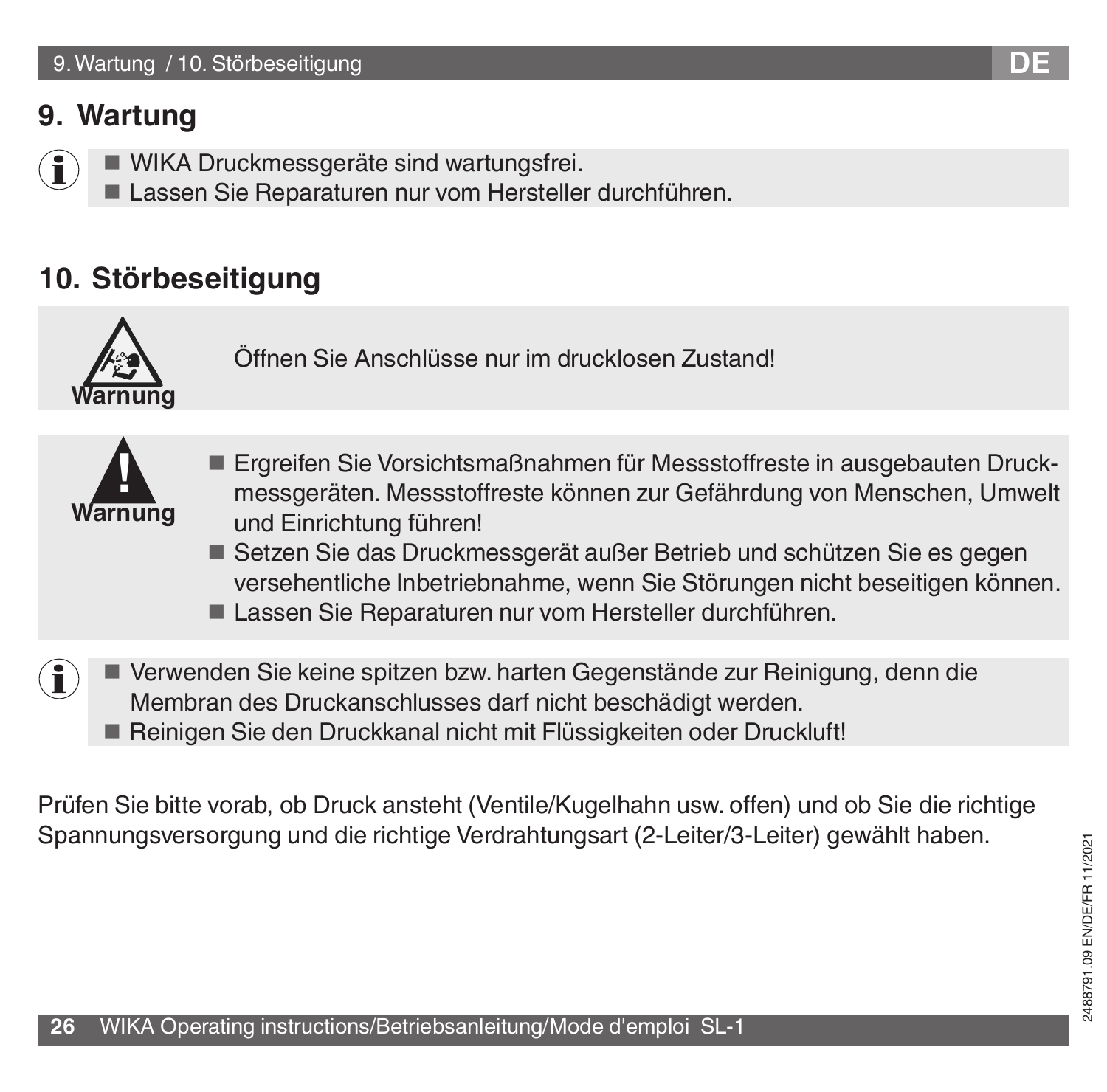## 9. Wartung

- WIKA Druckmessgeräte sind wartungsfrei.
- Lassen Sie Reparaturen nur vom Hersteller durchführen.

## 10. Störbeseitigung

**Warnung**

Öffnen Sie Anschlüsse nur im drucklosen Zustand!

**Warnung**

- Ergreifen Sie Vorsichtsmaßnahmen für Messstoffreste in ausgebauten Druckmessgeräten. Messstoffreste können zur Gefährdung von Menschen, Umwelt und Einrichtung führen!
- Setzen Sie das Druckmessgerät außer Betrieb und schützen Sie es gegen versehentliche Inbetriebnahme, wenn Sie Störungen nicht beseitigen können.
- Lassen Sie Reparaturen nur vom Hersteller durchführen.

- Verwenden Sie keine spitzen bzw. harten Gegenstände zur Reinigung, denn die Membran des Druckanschlusses darf nicht beschädigt werden.
- Reinigen Sie den Druckkanal nicht mit Flüssigkeiten oder Druckluft!

Prüfen Sie bitte vorab, ob Druck ansteht (Ventile/Kugelhahn usw. offen) und ob Sie die richtige Spannungsversorgung und die richtige Verdrahtungsart (2-Leiter/3-Leiter) gewählt haben.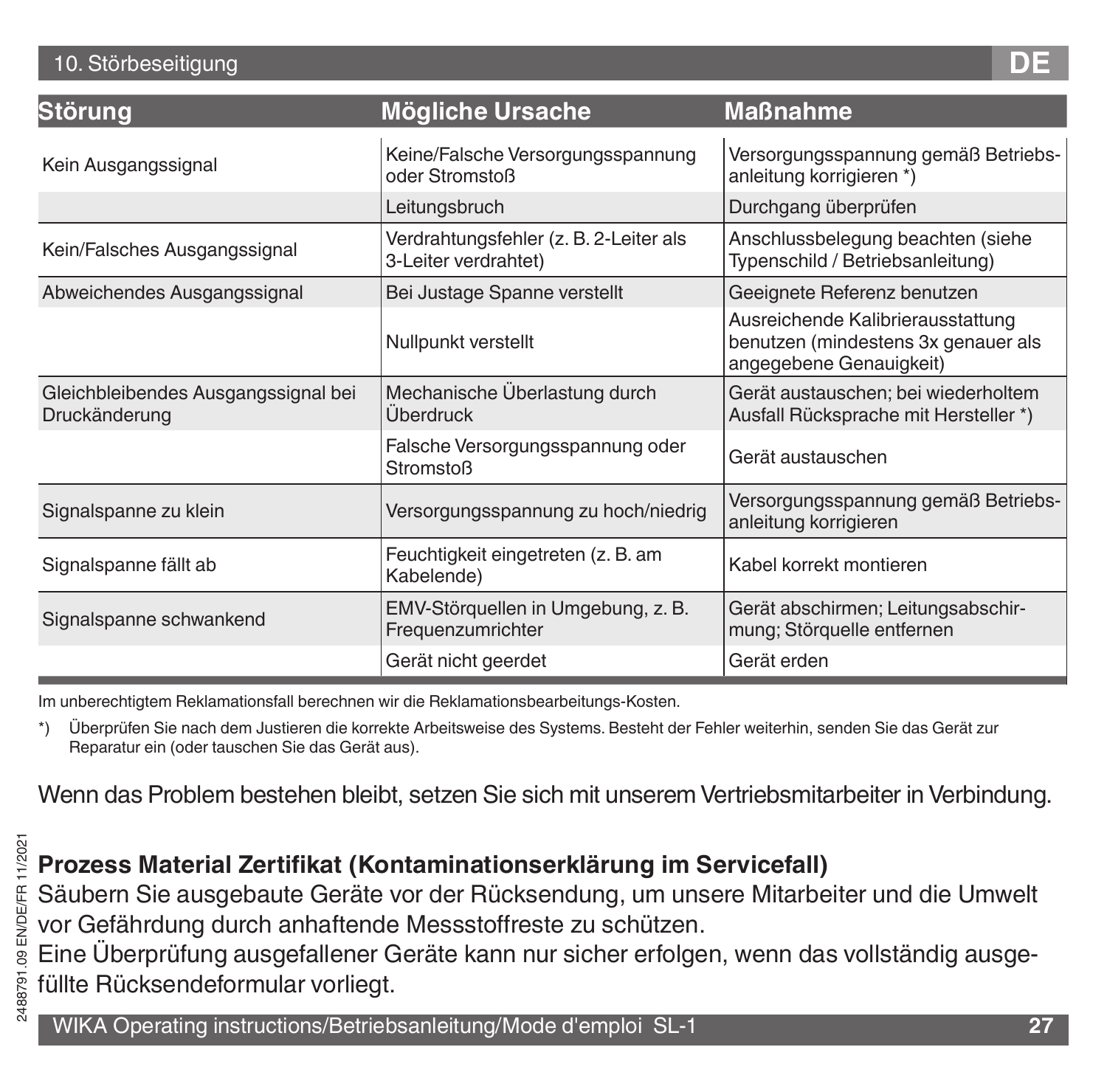## 10. Störbeseitigung

| Störung | Mögliche Ursache | Maßnahme |
|---|---|---|
| Kein Ausgangssignal | Keine/Falsche Versorgungsspannung oder Stromstoß | Versorgungsspannung gemäß Betriebsanleitung korrigieren *) |
| | Leitungsbruch | Durchgang überprüfen |
| Kein/Falsches Ausgangssignal | Verdrahtungsfehler (z. B. 2-Leiter als 3-Leiter verdrahtet) | Anschlussbelegung beachten (siehe Typenschild / Betriebsanleitung) |
| Abweichendes Ausgangssignal | Bei Justage Spanne verstellt | Geeignete Referenz benutzen |
| | Nullpunkt verstellt | Ausreichende Kalibrierausstattung benutzen (mindestens 3x genauer als angegebene Genauigkeit) |
| Gleichbleibendes Ausgangssignal bei Druckänderung | Mechanische Überlastung durch Überdruck | Gerät austauschen; bei wiederholtem Ausfall Rücksprache mit Hersteller *) |
| | Falsche Versorgungsspannung oder Stromstoß | Gerät austauschen |
| Signalspanne zu klein | Versorgungsspannung zu hoch/niedrig | Versorgungsspannung gemäß Betriebsanleitung korrigieren |
| Signalspanne fällt ab | Feuchtigkeit eingetreten (z. B. am Kabelende) | Kabel korrekt montieren |
| Signalspanne schwankend | EMV-Störquellen in Umgebung, z. B. Frequenzumrichter | Gerät abschirmen; Leitungsabschirmung; Störquelle entfernen |
| | Gerät nicht geerdet | Gerät erden |

Im unberechtigtem Reklamationsfall berechnen wir die Reklamationsbearbeitungs-Kosten.

*) Überprüfen Sie nach dem Justieren die korrekte Arbeitsweise des Systems. Besteht der Fehler weiterhin, senden Sie das Gerät zur Reparatur ein (oder tauschen Sie das Gerät aus).

Wenn das Problem bestehen bleibt, setzen Sie sich mit unserem Vertriebsmitarbeiter in Verbindung.

**Prozess Material Zertifikat (Kontaminationserklärung im Servicefall)**
Säubern Sie ausgebaute Geräte vor der Rücksendung, um unsere Mitarbeiter und die Umwelt vor Gefährdung durch anhaftende Messstoffreste zu schützen.
Eine Überprüfung ausgefallener Geräte kann nur sicher erfolgen, wenn das vollständig ausgefüllte Rücksendeformular vorliegt.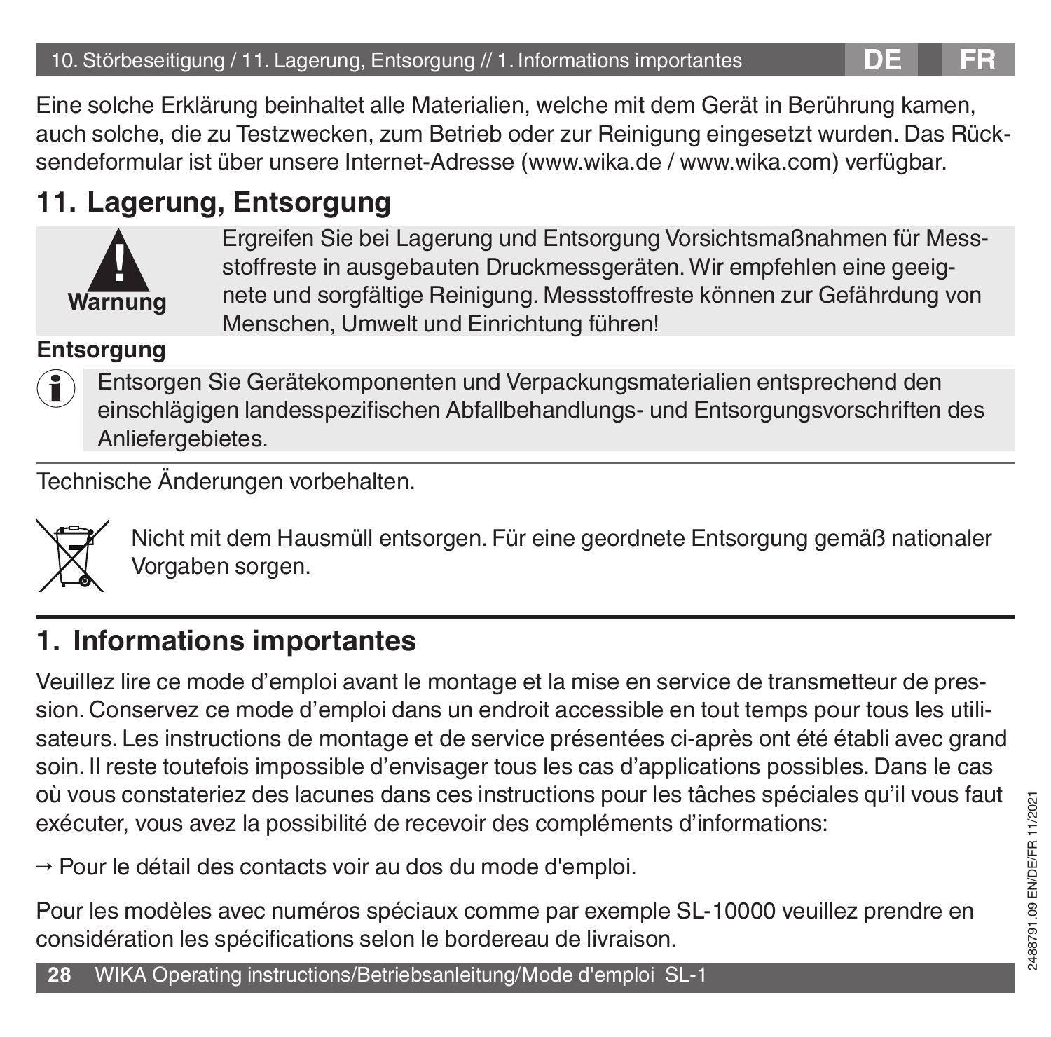Eine solche Erklärung beinhaltet alle Materialien, welche mit dem Gerät in Berührung kamen, auch solche, die zu Testzwecken, zum Betrieb oder zur Reinigung eingesetzt wurden. Das Rücksendeformular ist über unsere Internet-Adresse (www.wika.de / www.wika.com) verfügbar.

## 11. Lagerung, Entsorgung

**Warnung**

Ergreifen Sie bei Lagerung und Entsorgung Vorsichtsmaßnahmen für Messstoffreste in ausgebauten Druckmessgeräten. Wir empfehlen eine geeignete und sorgfältige Reinigung. Messstoffreste können zur Gefährdung von Menschen, Umwelt und Einrichtung führen!

**Entsorgung**

Entsorgen Sie Gerätekomponenten und Verpackungsmaterialien entsprechend den einschlägigen landesspezifischen Abfallbehandlungs- und Entsorgungsvorschriften des Anliefergebietes.

Technische Änderungen vorbehalten.

Nicht mit dem Hausmüll entsorgen. Für eine geordnete Entsorgung gemäß nationaler Vorgaben sorgen.

## 1. Informations importantes

Veuillez lire ce mode d'emploi avant le montage et la mise en service de transmetteur de pression. Conservez ce mode d'emploi dans un endroit accessible en tout temps pour tous les utilisateurs. Les instructions de montage et de service présentées ci-après ont été établi avec grand soin. Il reste toutefois impossible d'envisager tous les cas d'applications possibles. Dans le cas où vous constateriez des lacunes dans ces instructions pour les tâches spéciales qu'il vous faut exécuter, vous avez la possibilité de recevoir des compléments d'informations:

→ Pour le détail des contacts voir au dos du mode d'emploi.

Pour les modèles avec numéros spéciaux comme par exemple SL-10000 veuillez prendre en considération les spécifications selon le bordereau de livraison.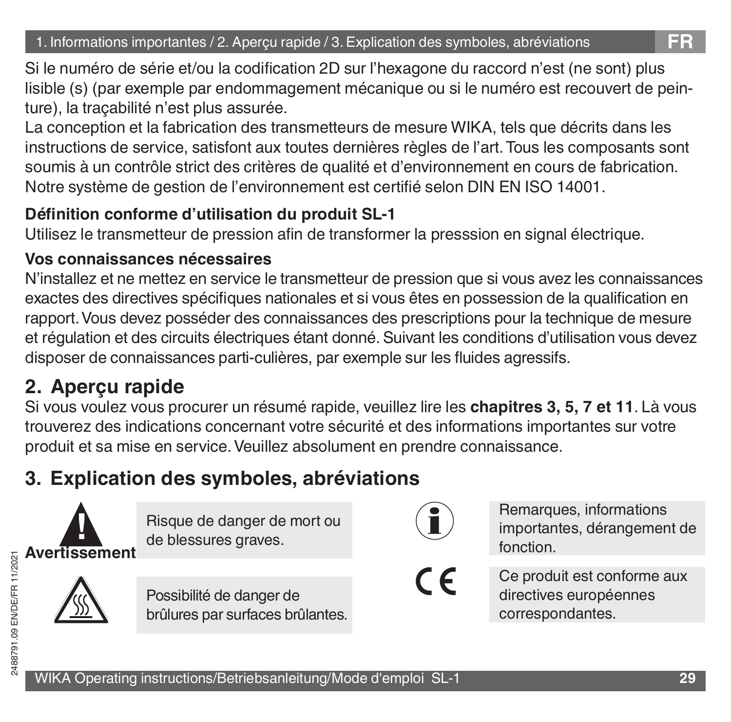Si le numéro de série et/ou la codification 2D sur l'hexagone du raccord n'est (ne sont) plus lisible (s) (par exemple par endommagement mécanique ou si le numéro est recouvert de peinture), la traçabilité n'est plus assurée.
La conception et la fabrication des transmetteurs de mesure WIKA, tels que décrits dans les instructions de service, satisfont aux toutes dernières règles de l'art. Tous les composants sont soumis à un contrôle strict des critères de qualité et d'environnement en cours de fabrication. Notre système de gestion de l'environnement est certifié selon DIN EN ISO 14001.

**Définition conforme d'utilisation du produit SL-1**
Utilisez le transmetteur de pression afin de transformer la presssion en signal électrique.

**Vos connaissances nécessaires**
N'installez et ne mettez en service le transmetteur de pression que si vous avez les connaissances exactes des directives spécifiques nationales et si vous êtes en possession de la qualification en rapport. Vous devez posséder des connaissances des prescriptions pour la technique de mesure et régulation et des circuits électriques étant donné. Suivant les conditions d'utilisation vous devez disposer de connaissances parti-culières, par exemple sur les fluides agressifs.

## 2. Aperçu rapide

Si vous voulez vous procurer un résumé rapide, veuillez lire les **chapitres 3, 5, 7 et 11**. Là vous trouverez des indications concernant votre sécurité et des informations importantes sur votre produit et sa mise en service. Veuillez absolument en prendre connaissance.

## 3. Explication des symboles, abréviations

**Avertissement** – Risque de danger de mort ou de blessures graves.

Possibilité de danger de brûlures par surfaces brûlantes.

Remarques, informations importantes, dérangement de fonction.

CE – Ce produit est conforme aux directives européennes correspondantes.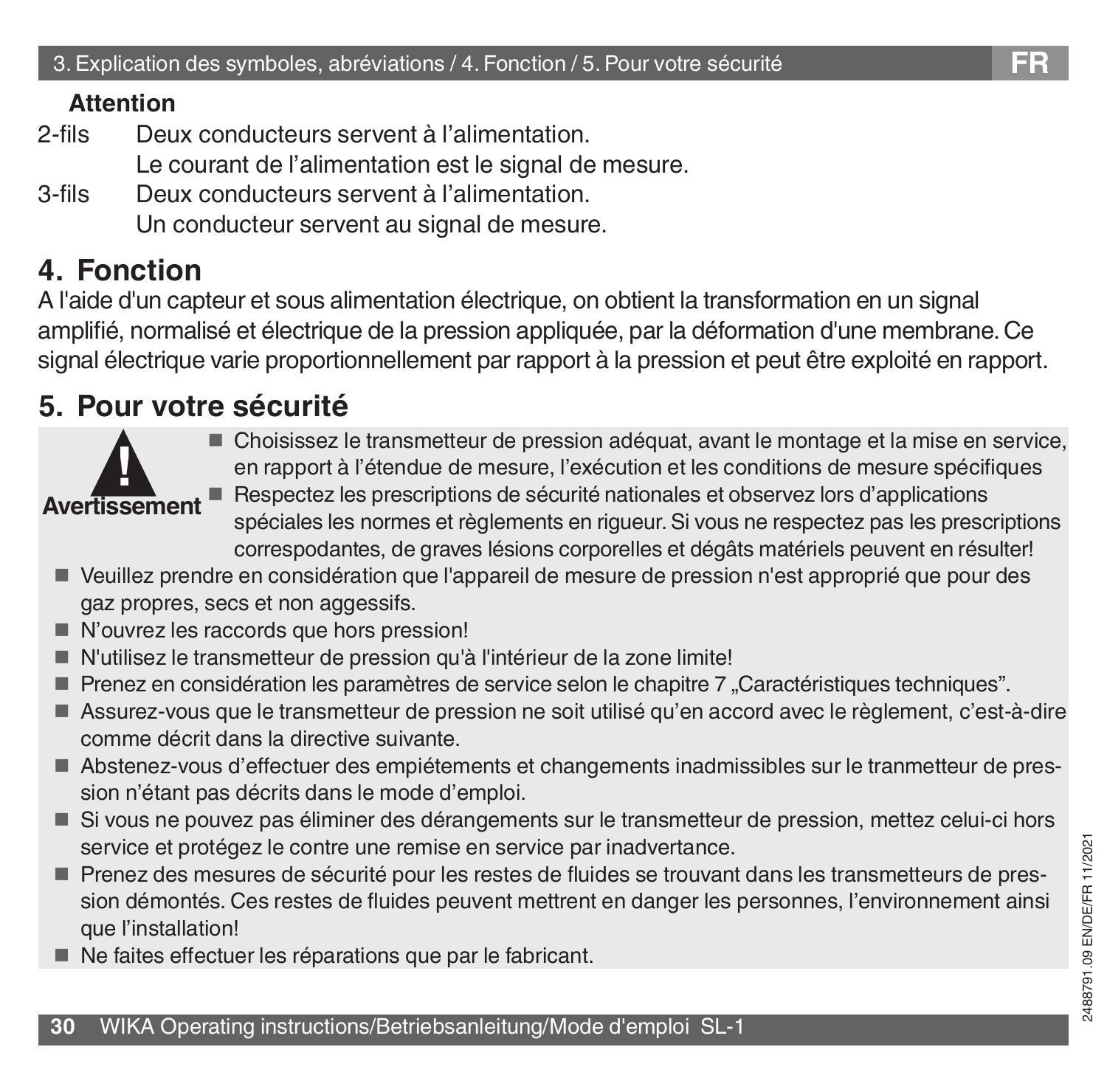**Attention**

2-fils Deux conducteurs servent à l'alimentation.
Le courant de l'alimentation est le signal de mesure.

3-fils Deux conducteurs servent à l'alimentation.
Un conducteur servent au signal de mesure.

## 4. Fonction

A l'aide d'un capteur et sous alimentation électrique, on obtient la transformation en un signal amplifié, normalisé et électrique de la pression appliquée, par la déformation d'une membrane. Ce signal électrique varie proportionnellement par rapport à la pression et peut être exploité en rapport.

## 5. Pour votre sécurité

**Avertissement**

- Choisissez le transmetteur de pression adéquat, avant le montage et la mise en service, en rapport à l'étendue de mesure, l'exécution et les conditions de mesure spécifiques
- Respectez les prescriptions de sécurité nationales et observez lors d'applications spéciales les normes et règlements en rigueur. Si vous ne respectez pas les prescriptions correspodantes, de graves lésions corporelles et dégâts matériels peuvent en résulter!
- Veuillez prendre en considération que l'appareil de mesure de pression n'est approprié que pour des gaz propres, secs et non aggessifs.
- N'ouvrez les raccords que hors pression!
- N'utilisez le transmetteur de pression qu'à l'intérieur de la zone limite!
- Prenez en considération les paramètres de service selon le chapitre 7 „Caractéristiques techniques".
- Assurez-vous que le transmetteur de pression ne soit utilisé qu'en accord avec le règlement, c'est-à-dire comme décrit dans la directive suivante.
- Abstenez-vous d'effectuer des empiétements et changements inadmissibles sur le tranmetteur de pression n'étant pas décrits dans le mode d'emploi.
- Si vous ne pouvez pas éliminer des dérangements sur le transmetteur de pression, mettez celui-ci hors service et protégez le contre une remise en service par inadvertance.
- Prenez des mesures de sécurité pour les restes de fluides se trouvant dans les transmetteurs de pression démontés. Ces restes de fluides peuvent mettrent en danger les personnes, l'environnement ainsi que l'installation!
- Ne faites effectuer les réparations que par le fabricant.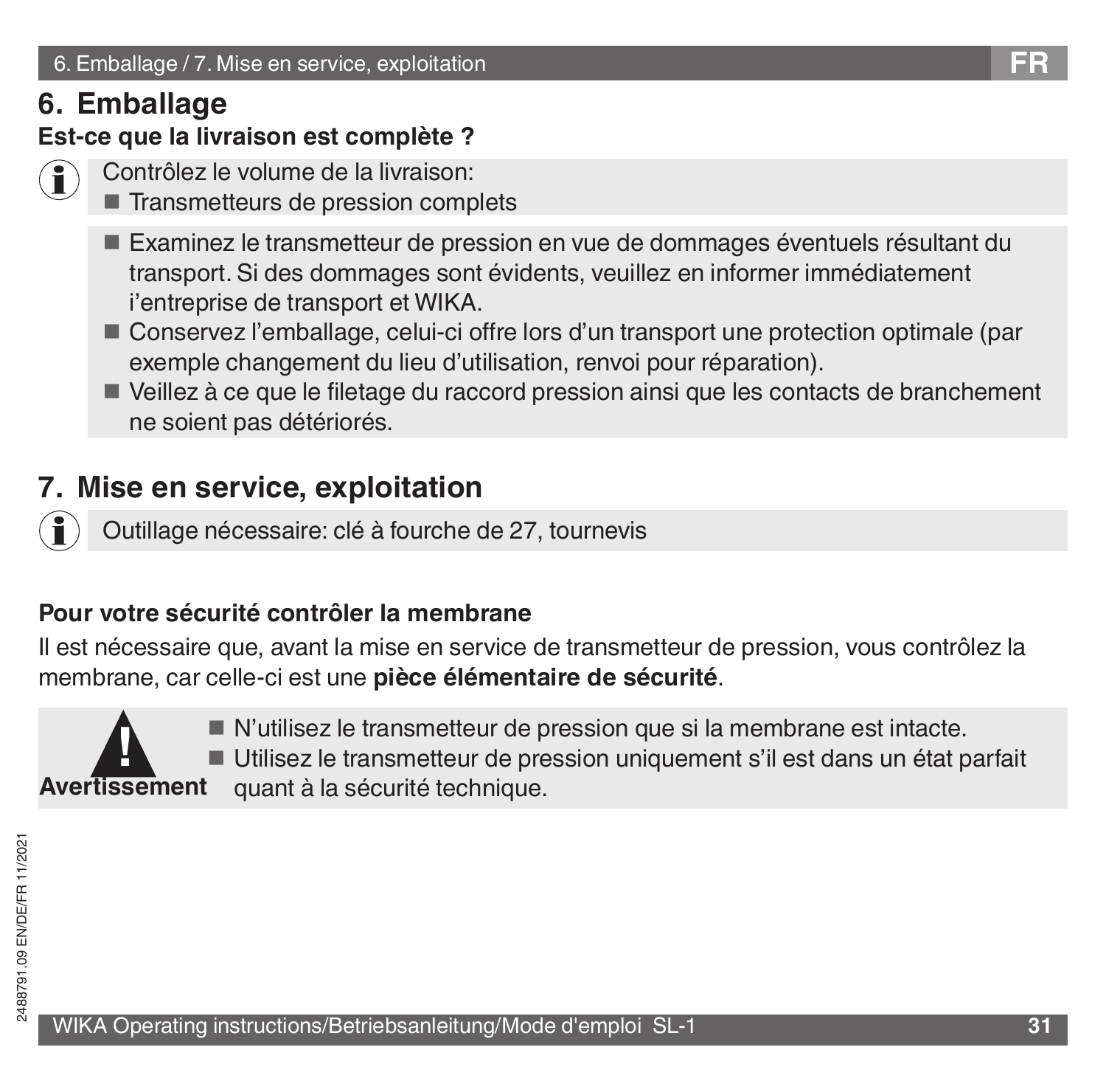# 6. Emballage

**Est-ce que la livraison est complète ?**

Contrôlez le volume de la livraison:
- Transmetteurs de pression complets

- Examinez le transmetteur de pression en vue de dommages éventuels résultant du transport. Si des dommages sont évidents, veuillez en informer immédiatement l'entreprise de transport et WIKA.
- Conservez l'emballage, celui-ci offre lors d'un transport une protection optimale (par exemple changement du lieu d'utilisation, renvoi pour réparation).
- Veillez à ce que le filetage du raccord pression ainsi que les contacts de branchement ne soient pas détériorés.

# 7. Mise en service, exploitation

Outillage nécessaire: clé à fourche de 27, tournevis

**Pour votre sécurité contrôler la membrane**

Il est nécessaire que, avant la mise en service de transmetteur de pression, vous contrôlez la membrane, car celle-ci est une **pièce élémentaire de sécurité**.

**Avertissement**

- N'utilisez le transmetteur de pression que si la membrane est intacte.
- Utilisez le transmetteur de pression uniquement s'il est dans un état parfait quant à la sécurité technique.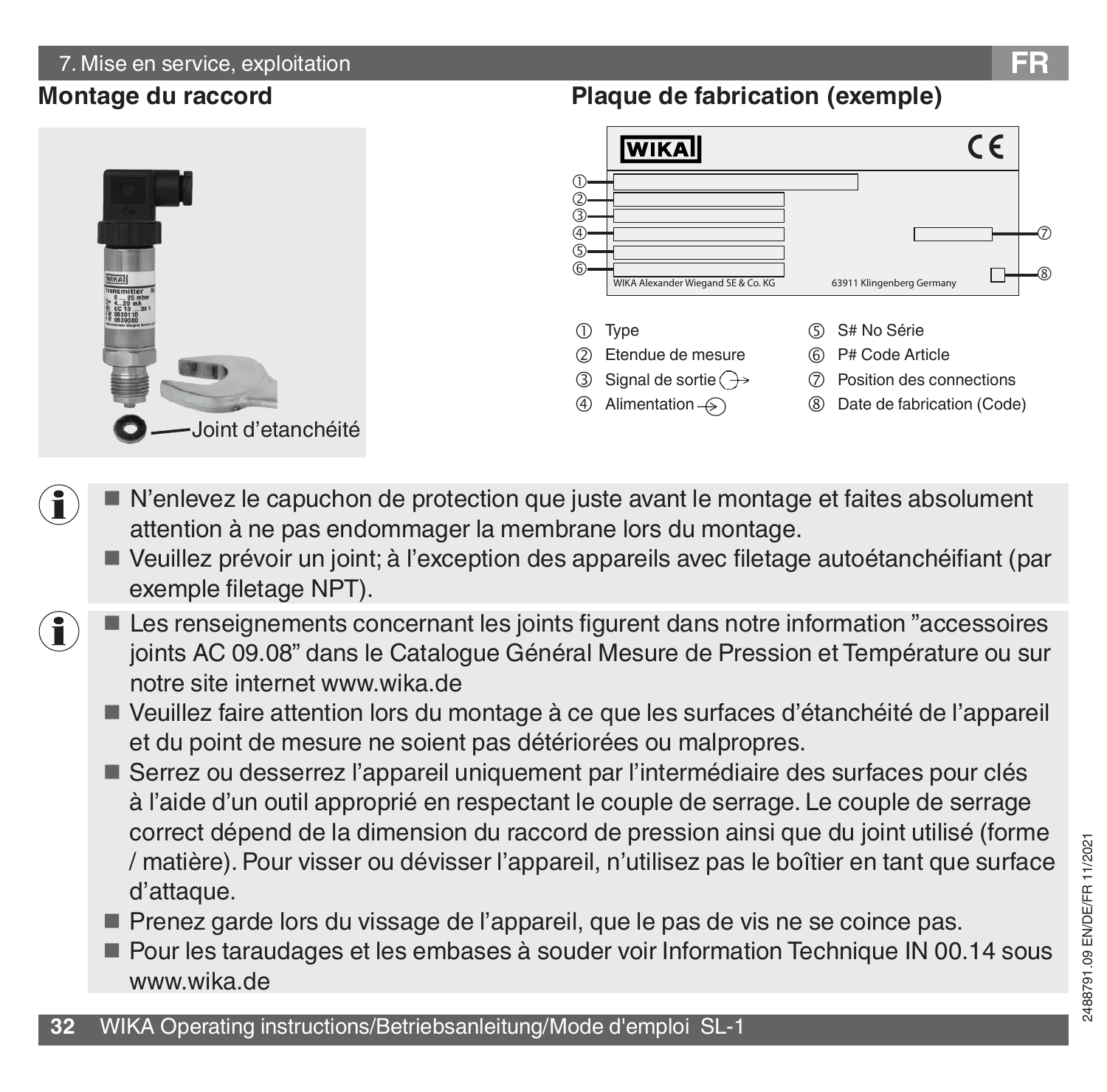## Montage du raccord

Joint d'etanchéité

## Plaque de fabrication (exemple)

WIKA Alexander Wiegand SE & Co. KG 63911 Klingenberg Germany

① Type
② Etendue de mesure
③ Signal de sortie
④ Alimentation
⑤ S# No Série
⑥ P# Code Article
⑦ Position des connections
⑧ Date de fabrication (Code)

- N'enlevez le capuchon de protection que juste avant le montage et faites absolument attention à ne pas endommager la membrane lors du montage.
- Veuillez prévoir un joint; à l'exception des appareils avec filetage autoétanchéifiant (par exemple filetage NPT).

- Les renseignements concernant les joints figurent dans notre information "accessoires joints AC 09.08" dans le Catalogue Général Mesure de Pression et Température ou sur notre site internet www.wika.de
- Veuillez faire attention lors du montage à ce que les surfaces d'étanchéité de l'appareil et du point de mesure ne soient pas détériorées ou malpropres.
- Serrez ou desserrez l'appareil uniquement par l'intermédiaire des surfaces pour clés à l'aide d'un outil approprié en respectant le couple de serrage. Le couple de serrage correct dépend de la dimension du raccord de pression ainsi que du joint utilisé (forme / matière). Pour visser ou dévisser l'appareil, n'utilisez pas le boîtier en tant que surface d'attaque.
- Prenez garde lors du vissage de l'appareil, que le pas de vis ne se coince pas.
- Pour les taraudages et les embases à souder voir Information Technique IN 00.14 sous www.wika.de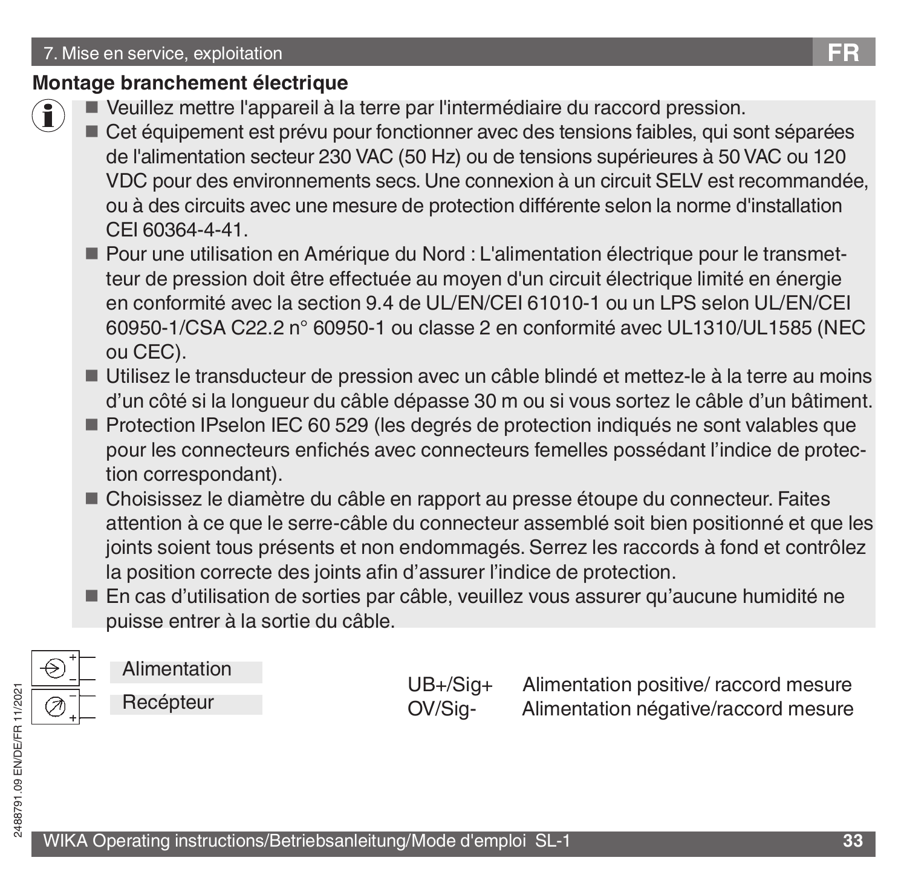## Montage branchement électrique

- Veuillez mettre l'appareil à la terre par l'intermédiaire du raccord pression.
- Cet équipement est prévu pour fonctionner avec des tensions faibles, qui sont séparées de l'alimentation secteur 230 VAC (50 Hz) ou de tensions supérieures à 50 VAC ou 120 VDC pour des environnements secs. Une connexion à un circuit SELV est recommandée, ou à des circuits avec une mesure de protection différente selon la norme d'installation CEI 60364-4-41.
- Pour une utilisation en Amérique du Nord : L'alimentation électrique pour le transmetteur de pression doit être effectuée au moyen d'un circuit électrique limité en énergie en conformité avec la section 9.4 de UL/EN/CEI 61010-1 ou un LPS selon UL/EN/CEI 60950-1/CSA C22.2 n° 60950-1 ou classe 2 en conformité avec UL1310/UL1585 (NEC ou CEC).
- Utilisez le transducteur de pression avec un câble blindé et mettez-le à la terre au moins d'un côté si la longueur du câble dépasse 30 m ou si vous sortez le câble d'un bâtiment.
- Protection IPselon IEC 60 529 (les degrés de protection indiqués ne sont valables que pour les connecteurs enfichés avec connecteurs femelles possédant l'indice de protection correspondant).
- Choisissez le diamètre du câble en rapport au presse étoupe du connecteur. Faites attention à ce que le serre-câble du connecteur assemblé soit bien positionné et que les joints soient tous présents et non endommagés. Serrez les raccords à fond et contrôlez la position correcte des joints afin d'assurer l'indice de protection.
- En cas d'utilisation de sorties par câble, veuillez vous assurer qu'aucune humidité ne puisse entrer à la sortie du câble.

Alimentation

Recépteur

| | |
|---|---|
| UB+/Sig+ | Alimentation positive/ raccord mesure |
| OV/Sig- | Alimentation négative/raccord mesure |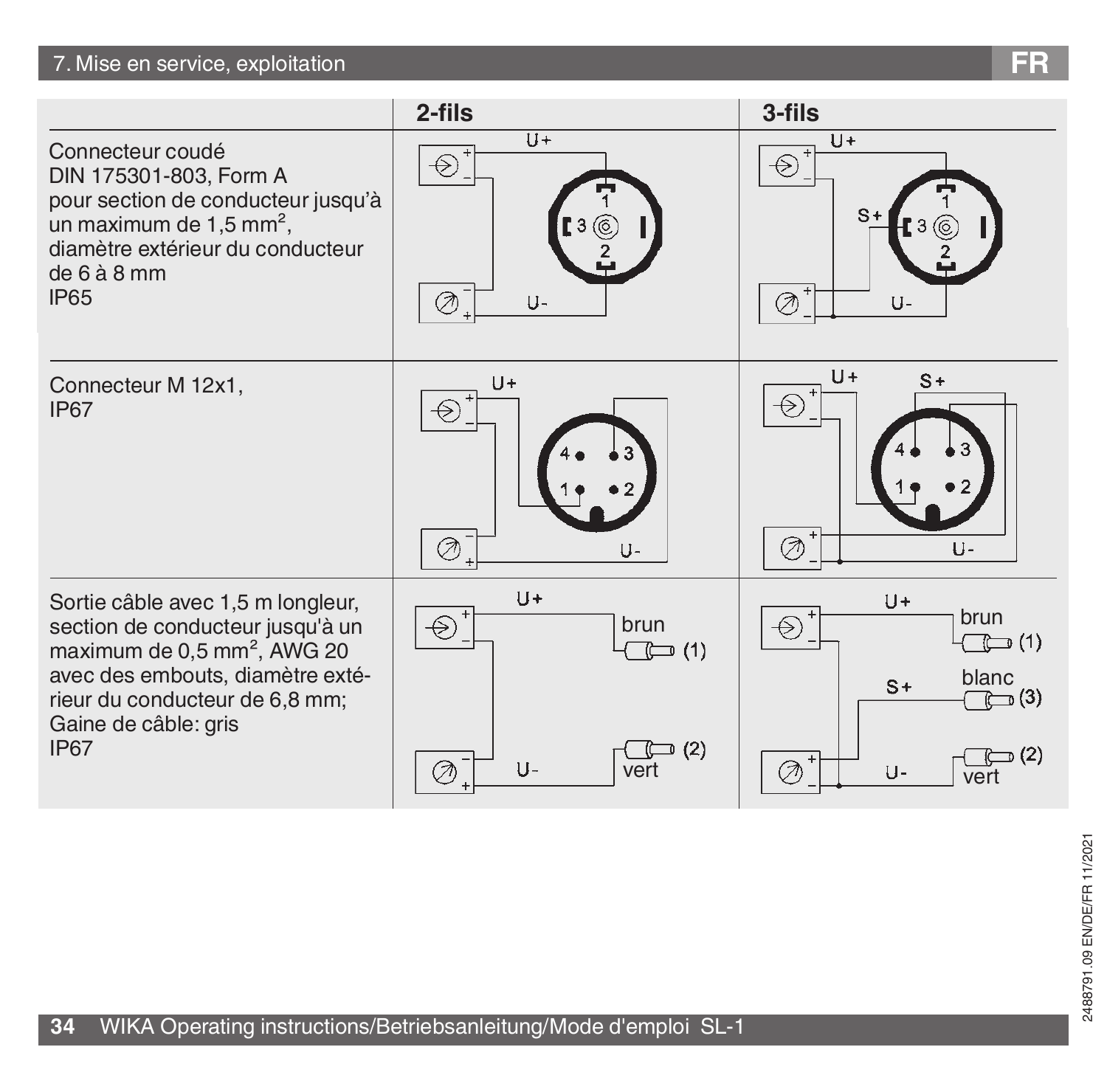| | 2-fils | 3-fils |
|---|---|---|
| Connecteur coudé<br>DIN 175301-803, Form A<br>pour section de conducteur jusqu'à un maximum de 1,5 mm², diamètre extérieur du conducteur de 6 à 8 mm<br>IP65 | U+<br>1<br>3<br>2<br>U- | U+<br>S+<br>1<br>3<br>2<br>U- |
| Connecteur M 12x1,<br>IP67 | U+<br>4 3<br>1 2<br>U- | U+ S+<br>4 3<br>1 2<br>U- |
| Sortie câble avec 1,5 m longleur, section de conducteur jusqu'à un maximum de 0,5 mm², AWG 20 avec des embouts, diamètre extérieur du conducteur de 6,8 mm;<br>Gaine de câble: gris<br>IP67 | U+<br>brun (1)<br>U-<br>vert (2) | U+<br>brun (1)<br>S+<br>blanc (3)<br>U-<br>vert (2) |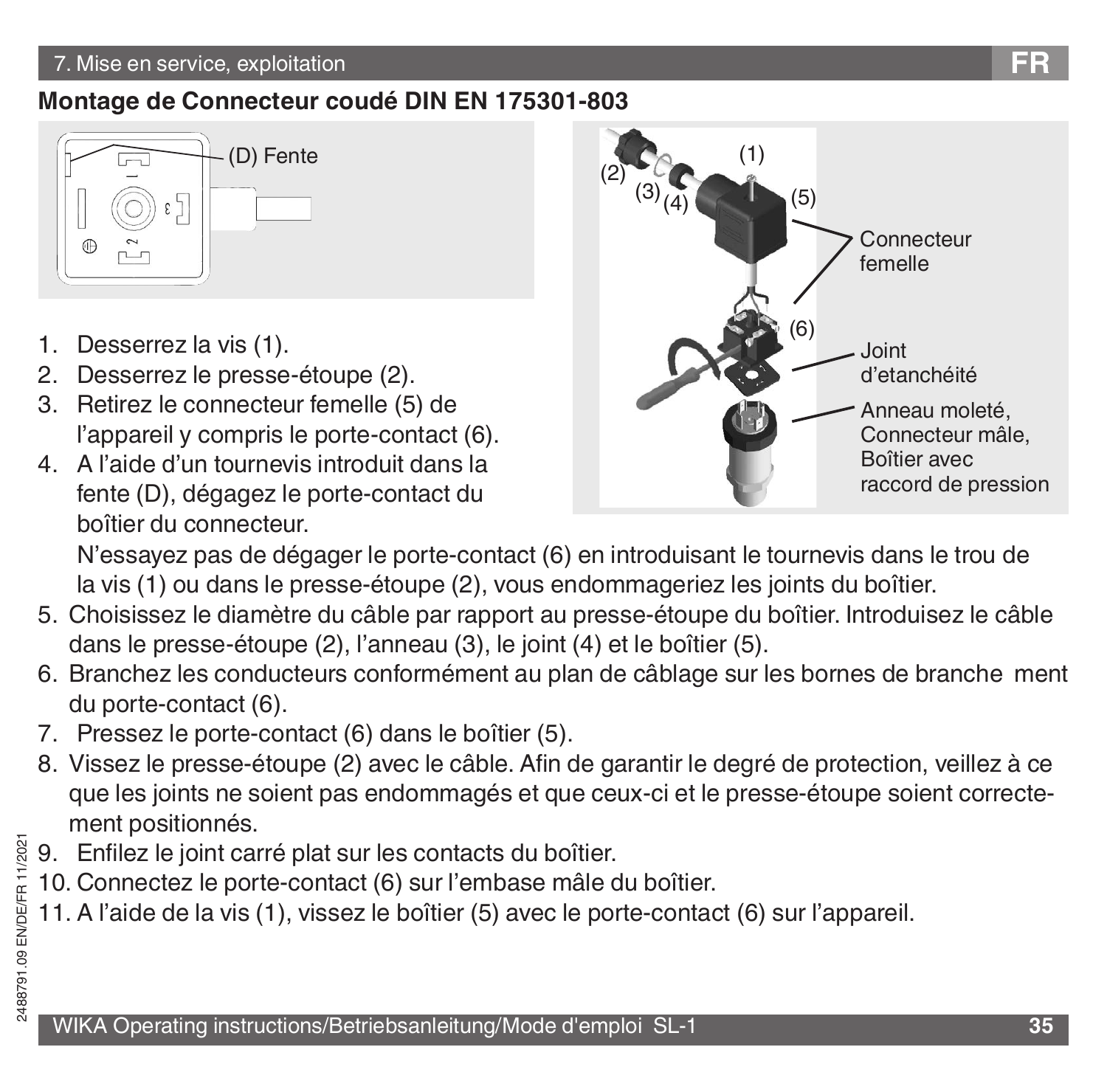## Montage de Connecteur coudé DIN EN 175301-803

(D) Fente

(1) (2) (3) (4) (5) (6)

Connecteur femelle

Joint d'etanchéité

Anneau moleté, Connecteur mâle, Boîtier avec raccord de pression

1. Desserrez la vis (1).
2. Desserrez le presse-étoupe (2).
3. Retirez le connecteur femelle (5) de l'appareil y compris le porte-contact (6).
4. A l'aide d'un tournevis introduit dans la fente (D), dégagez le porte-contact du boîtier du connecteur.
   N'essayez pas de dégager le porte-contact (6) en introduisant le tournevis dans le trou de la vis (1) ou dans le presse-étoupe (2), vous endommageriez les joints du boîtier.
5. Choisissez le diamètre du câble par rapport au presse-étoupe du boîtier. Introduisez le câble dans le presse-étoupe (2), l'anneau (3), le joint (4) et le boîtier (5).
6. Branchez les conducteurs conformément au plan de câblage sur les bornes de branche ment du porte-contact (6).
7. Pressez le porte-contact (6) dans le boîtier (5).
8. Vissez le presse-étoupe (2) avec le câble. Afin de garantir le degré de protection, veillez à ce que les joints ne soient pas endommagés et que ceux-ci et le presse-étoupe soient correctement positionnés.
9. Enfilez le joint carré plat sur les contacts du boîtier.
10. Connectez le porte-contact (6) sur l'embase mâle du boîtier.
11. A l'aide de la vis (1), vissez le boîtier (5) avec le porte-contact (6) sur l'appareil.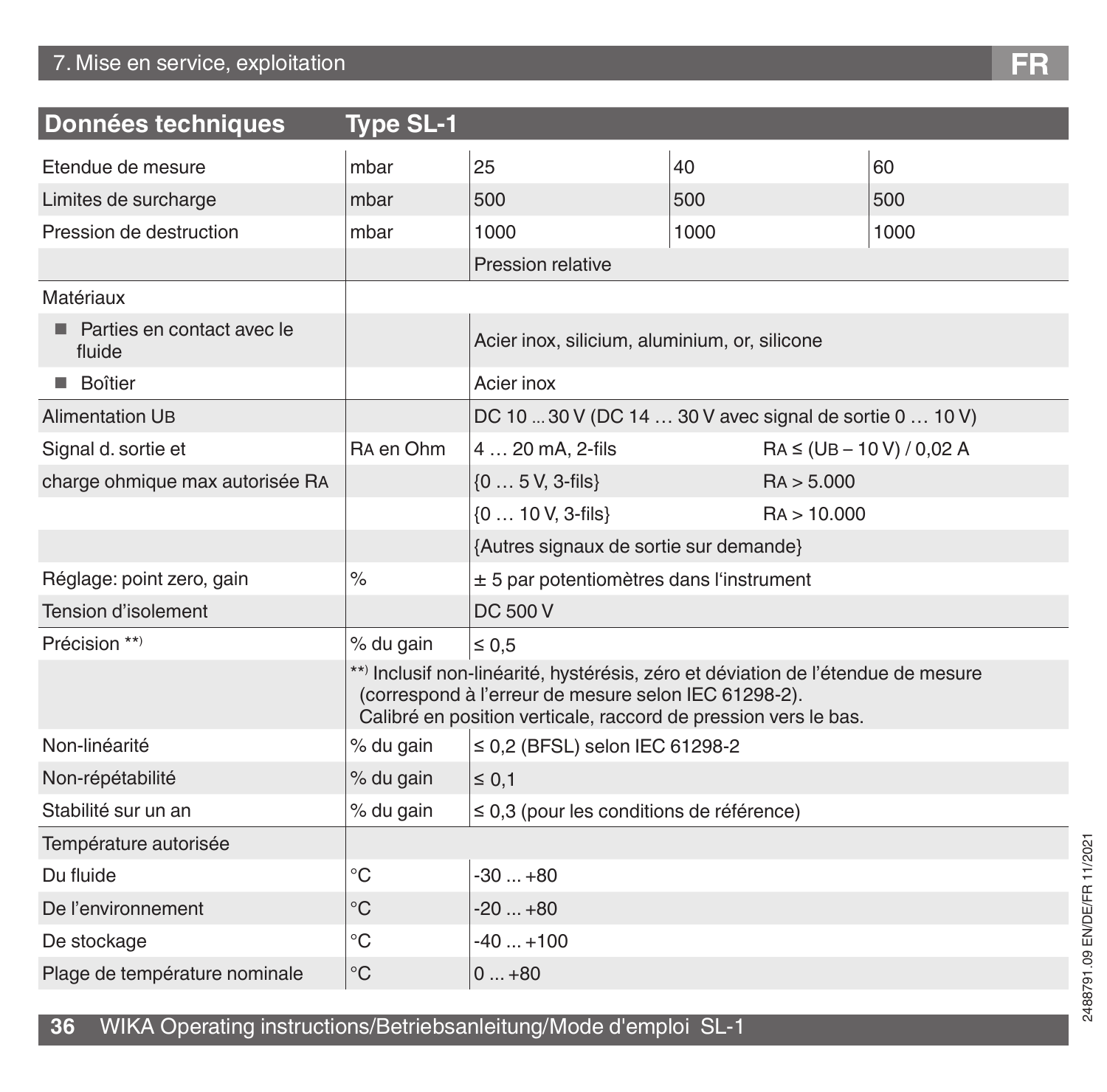## Données techniques — Type SL-1

| Données techniques | Type SL-1 | | | |
|---|---|---|---|---|
| Etendue de mesure | mbar | 25 | 40 | 60 |
| Limites de surcharge | mbar | 500 | 500 | 500 |
| Pression de destruction | mbar | 1000 | 1000 | 1000 |
| | | Pression relative | | |
| Matériaux | | | | |
| ■ Parties en contact avec le fluide | | Acier inox, silicium, aluminium, or, silicone | | |
| ■ Boîtier | | Acier inox | | |
| Alimentation $U_B$ | | DC 10 ... 30 V (DC 14 … 30 V avec signal de sortie 0 … 10 V) | | |
| Signal d. sortie et | $R_A$ en Ohm | 4 … 20 mA, 2-fils | $R_A \leq (U_B - 10\ V) / 0{,}02\ A$ | |
| charge ohmique max autorisée $R_A$ | | {0 … 5 V, 3-fils} | $R_A$ > 5.000 | |
| | | {0 … 10 V, 3-fils} | $R_A$ > 10.000 | |
| | | {Autres signaux de sortie sur demande} | | |
| Réglage: point zero, gain | % | ± 5 par potentiomètres dans l'instrument | | |
| Tension d'isolement | | DC 500 V | | |
| Précision **) | % du gain | ≤ 0,5 | | |
| | **) Inclusif non-linéarité, hystérésis, zéro et déviation de l'étendue de mesure (correspond à l'erreur de mesure selon IEC 61298-2). Calibré en position verticale, raccord de pression vers le bas. | | | |
| Non-linéarité | % du gain | ≤ 0,2 (BFSL) selon IEC 61298-2 | | |
| Non-répétabilité | % du gain | ≤ 0,1 | | |
| Stabilité sur un an | % du gain | ≤ 0,3 (pour les conditions de référence) | | |
| Température autorisée | | | | |
| Du fluide | °C | -30 ... +80 | | |
| De l'environnement | °C | -20 ... +80 | | |
| De stockage | °C | -40 ... +100 | | |
| Plage de température nominale | °C | 0 ... +80 | | |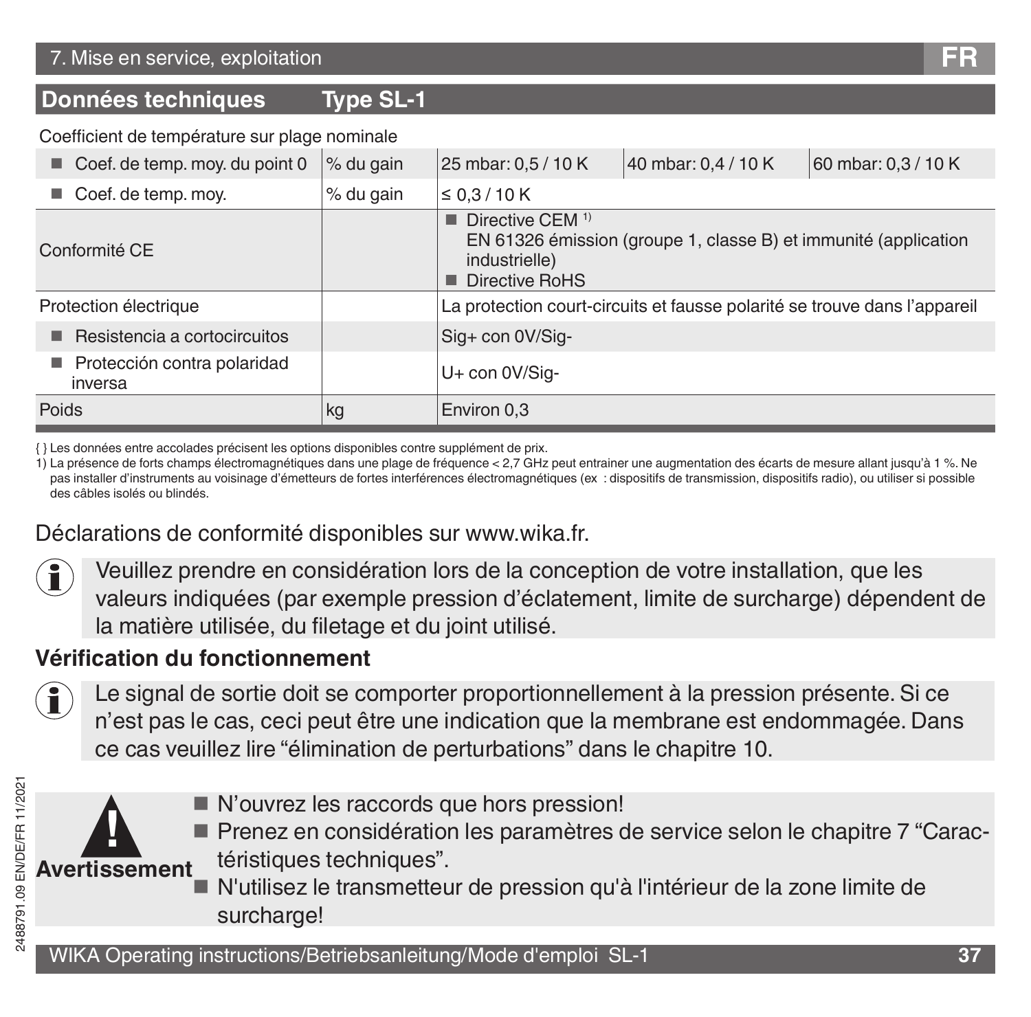## Données techniques Type SL-1

| Coefficient de température sur plage nominale | | | | |
|---|---|---|---|---|
| ■ Coef. de temp. moy. du point 0 | % du gain | 25 mbar: 0,5 / 10 K | 40 mbar: 0,4 / 10 K | 60 mbar: 0,3 / 10 K |
| ■ Coef. de temp. moy. | % du gain | ≤ 0,3 / 10 K | | |
| Conformité CE | | ■ Directive CEM [1] EN 61326 émission (groupe 1, classe B) et immunité (application industrielle) ■ Directive RoHS | | |
| Protection électrique | | La protection court-circuits et fausse polarité se trouve dans l'appareil | | |
| ■ Resistencia a cortocircuitos | | Sig+ con 0V/Sig- | | |
| ■ Protección contra polaridad inversa | | U+ con 0V/Sig- | | |
| Poids | kg | Environ 0,3 | | |

{ } Les données entre accolades précisent les options disponibles contre supplément de prix.

1) La présence de forts champs électromagnétiques dans une plage de fréquence < 2,7 GHz peut entrainer une augmentation des écarts de mesure allant jusqu'à 1 %. Ne pas installer d'instruments au voisinage d'émetteurs de fortes interférences électromagnétiques (ex : dispositifs de transmission, dispositifs radio), ou utiliser si possible des câbles isolés ou blindés.

Déclarations de conformité disponibles sur www.wika.fr.

Veuillez prendre en considération lors de la conception de votre installation, que les valeurs indiquées (par exemple pression d'éclatement, limite de surcharge) dépendent de la matière utilisée, du filetage et du joint utilisé.

### Vérification du fonctionnement

Le signal de sortie doit se comporter proportionnellement à la pression présente. Si ce n'est pas le cas, ceci peut être une indication que la membrane est endommagée. Dans ce cas veuillez lire "élimination de perturbations" dans le chapitre 10.

**Avertissement**

- N'ouvrez les raccords que hors pression!
- Prenez en considération les paramètres de service selon le chapitre 7 "Caractéristiques techniques".
- N'utilisez le transmetteur de pression qu'à l'intérieur de la zone limite de surcharge!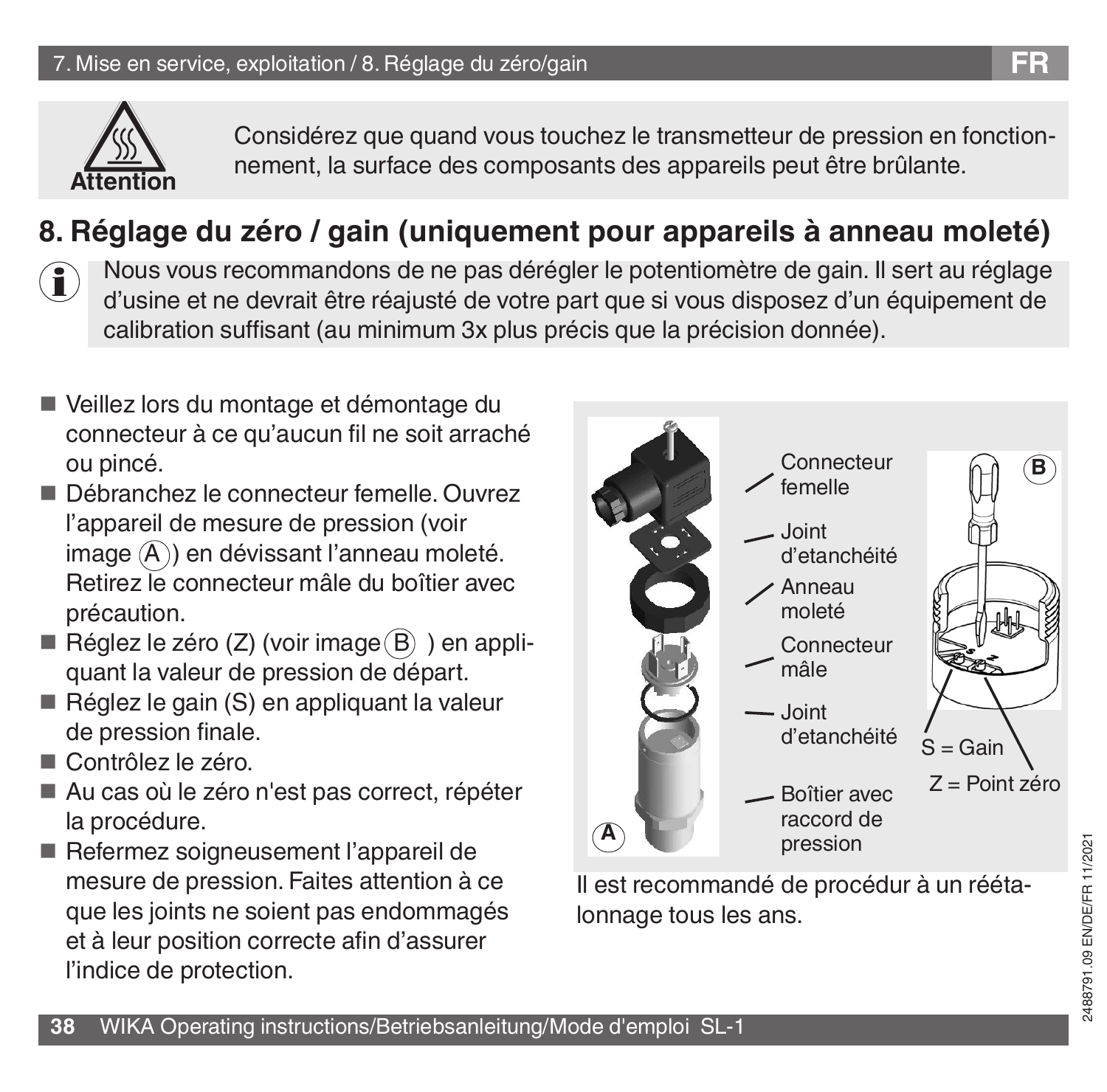Attention

Considérez que quand vous touchez le transmetteur de pression en fonctionnement, la surface des composants des appareils peut être brûlante.

## 8. Réglage du zéro / gain (uniquement pour appareils à anneau moleté)

Nous vous recommandons de ne pas dérégler le potentiomètre de gain. Il sert au réglage d'usine et ne devrait être réajusté de votre part que si vous disposez d'un équipement de calibration suffisant (au minimum 3x plus précis que la précision donnée).

- Veillez lors du montage et démontage du connecteur à ce qu'aucun fil ne soit arraché ou pincé.
- Débranchez le connecteur femelle. Ouvrez l'appareil de mesure de pression (voir image (A)) en dévissant l'anneau moleté. Retirez le connecteur mâle du boîtier avec précaution.
- Réglez le zéro (Z) (voir image (B)) en appliquant la valeur de pression de départ.
- Réglez le gain (S) en appliquant la valeur de pression finale.
- Contrôlez le zéro.
- Au cas où le zéro n'est pas correct, répéter la procédure.
- Refermez soigneusement l'appareil de mesure de pression. Faites attention à ce que les joints ne soient pas endommagés et à leur position correcte afin d'assurer l'indice de protection.

(A) Connecteur femelle, Joint d'etanchéité, Anneau moleté, Connecteur mâle, Joint d'etanchéité, Boîtier avec raccord de pression

(B) S = Gain, Z = Point zéro

Il est recommandé de procédur à un réétalonnage tous les ans.

2488791.09 EN/DE/FR 11/2021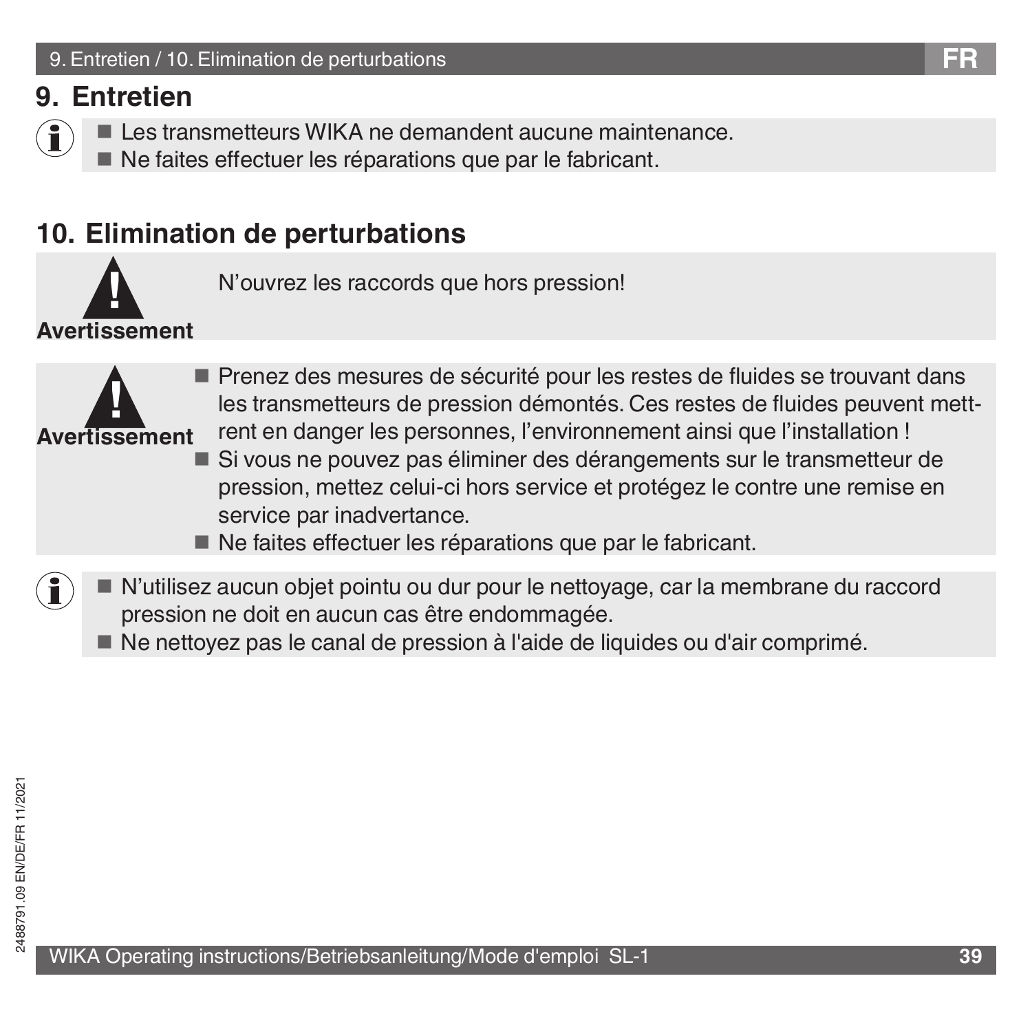## 9. Entretien

- Les transmetteurs WIKA ne demandent aucune maintenance.
- Ne faites effectuer les réparations que par le fabricant.

## 10. Elimination de perturbations

**Avertissement**

N’ouvrez les raccords que hors pression!

**Avertissement**

- Prenez des mesures de sécurité pour les restes de fluides se trouvant dans les transmetteurs de pression démontés. Ces restes de fluides peuvent mettrent en danger les personnes, l’environnement ainsi que l’installation !
- Si vous ne pouvez pas éliminer des dérangements sur le transmetteur de pression, mettez celui-ci hors service et protégez le contre une remise en service par inadvertance.
- Ne faites effectuer les réparations que par le fabricant.

- N’utilisez aucun objet pointu ou dur pour le nettoyage, car la membrane du raccord pression ne doit en aucun cas être endommagée.
- Ne nettoyez pas le canal de pression à l'aide de liquides ou d'air comprimé.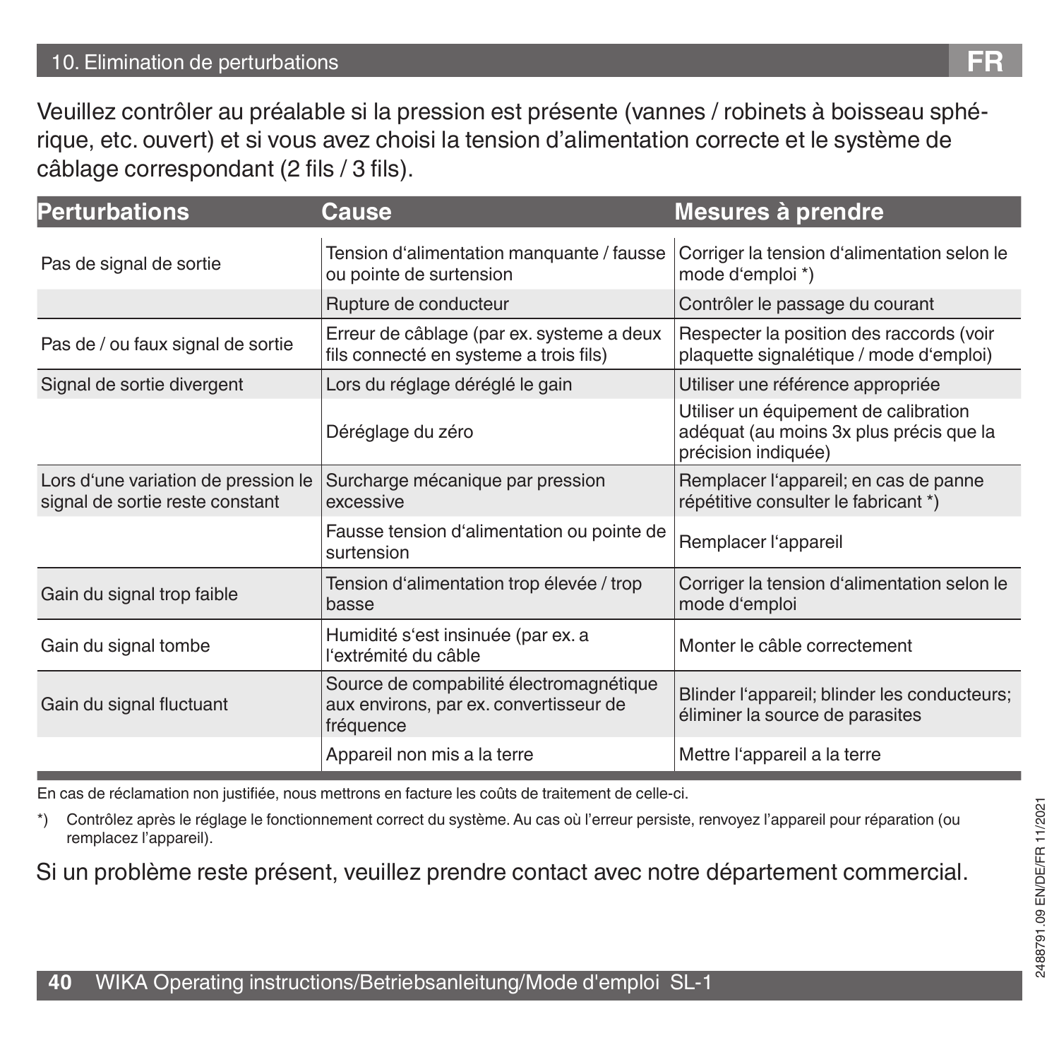## 10. Elimination de perturbations

Veuillez contrôler au préalable si la pression est présente (vannes / robinets à boisseau sphérique, etc. ouvert) et si vous avez choisi la tension d'alimentation correcte et le système de câblage correspondant (2 fils / 3 fils).

| Perturbations | Cause | Mesures à prendre |
|---|---|---|
| Pas de signal de sortie | Tension d'alimentation manquante / fausse ou pointe de surtension | Corriger la tension d'alimentation selon le mode d'emploi *) |
| | Rupture de conducteur | Contrôler le passage du courant |
| Pas de / ou faux signal de sortie | Erreur de câblage (par ex. systeme a deux fils connecté en systeme a trois fils) | Respecter la position des raccords (voir plaquette signalétique / mode d'emploi) |
| Signal de sortie divergent | Lors du réglage déréglé le gain | Utiliser une référence appropriée |
| | Déréglage du zéro | Utiliser un équipement de calibration adéquat (au moins 3x plus précis que la précision indiquée) |
| Lors d'une variation de pression le signal de sortie reste constant | Surcharge mécanique par pression excessive | Remplacer l'appareil; en cas de panne répétitive consulter le fabricant *) |
| | Fausse tension d'alimentation ou pointe de surtension | Remplacer l'appareil |
| Gain du signal trop faible | Tension d'alimentation trop élevée / trop basse | Corriger la tension d'alimentation selon le mode d'emploi |
| Gain du signal tombe | Humidité s'est insinuée (par ex. a l'extrémité du câble | Monter le câble correctement |
| Gain du signal fluctuant | Source de compabilité électromagnétique aux environs, par ex. convertisseur de fréquence | Blinder l'appareil; blinder les conducteurs; éliminer la source de parasites |
| | Appareil non mis a la terre | Mettre l'appareil a la terre |

En cas de réclamation non justifiée, nous mettrons en facture les coûts de traitement de celle-ci.

*) Contrôlez après le réglage le fonctionnement correct du système. Au cas où l'erreur persiste, renvoyez l'appareil pour réparation (ou remplacez l'appareil).

Si un problème reste présent, veuillez prendre contact avec notre département commercial.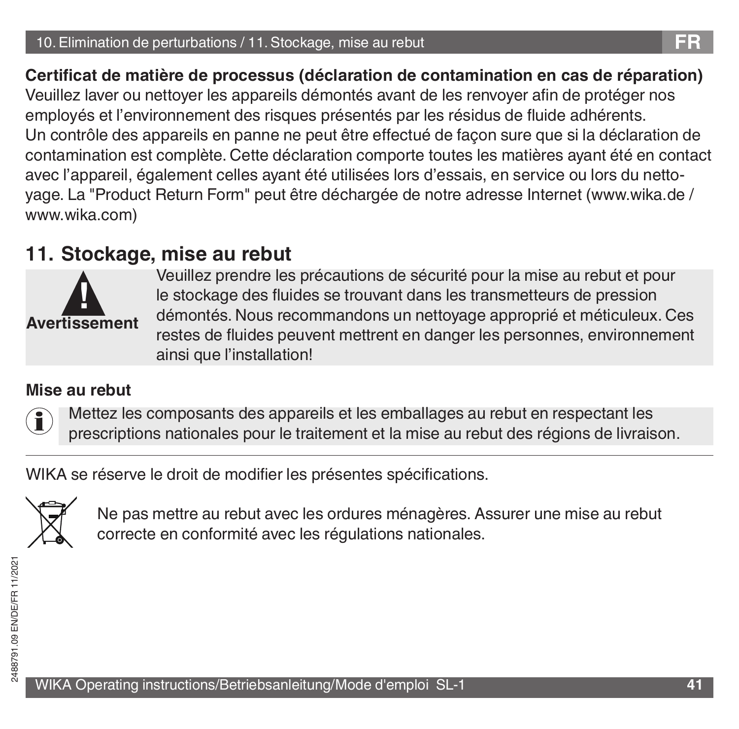**Certificat de matière de processus (déclaration de contamination en cas de réparation)**
Veuillez laver ou nettoyer les appareils démontés avant de les renvoyer afin de protéger nos employés et l'environnement des risques présentés par les résidus de fluide adhérents.
Un contrôle des appareils en panne ne peut être effectué de façon sure que si la déclaration de contamination est complète. Cette déclaration comporte toutes les matières ayant été en contact avec l'appareil, également celles ayant été utilisées lors d'essais, en service ou lors du nettoyage. La "Product Return Form" peut être déchargée de notre adresse Internet (www.wika.de / www.wika.com)

## 11. Stockage, mise au rebut

**Avertissement**

Veuillez prendre les précautions de sécurité pour la mise au rebut et pour le stockage des fluides se trouvant dans les transmetteurs de pression démontés. Nous recommandons un nettoyage approprié et méticuleux. Ces restes de fluides peuvent mettrent en danger les personnes, environnement ainsi que l'installation!

**Mise au rebut**

Mettez les composants des appareils et les emballages au rebut en respectant les prescriptions nationales pour le traitement et la mise au rebut des régions de livraison.

---

WIKA se réserve le droit de modifier les présentes spécifications.

Ne pas mettre au rebut avec les ordures ménagères. Assurer une mise au rebut correcte en conformité avec les régulations nationales.

2488791.09 EN/DE/FR 11/2021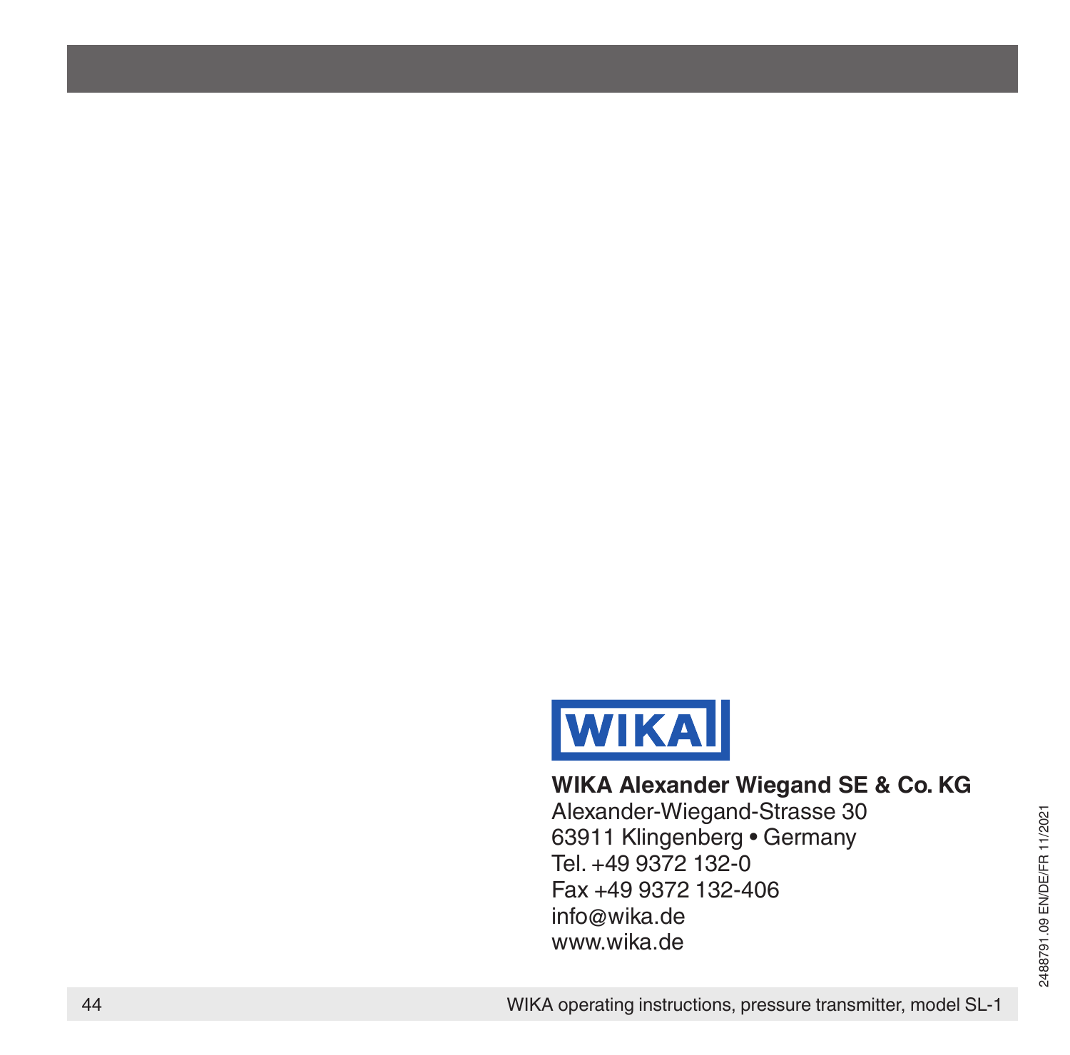**WIKA Alexander Wiegand SE & Co. KG**
Alexander-Wiegand-Strasse 30
63911 Klingenberg • Germany
Tel. +49 9372 132-0
Fax +49 9372 132-406
info@wika.de
www.wika.de

2488791.09 EN/DE/FR 11/2021